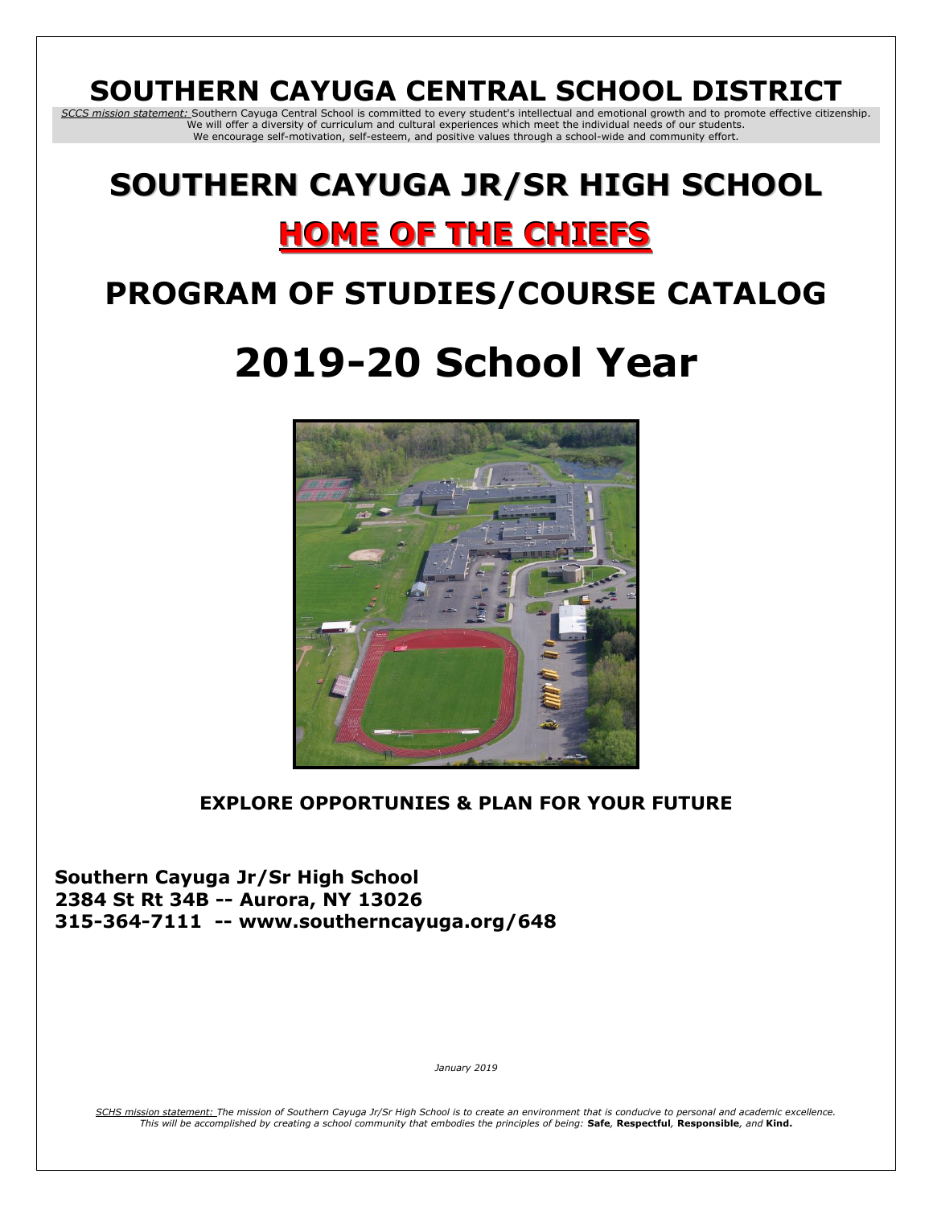# SOUTHERN CAYUGA CENTRAL SCHOOL DISTRICT

*SCCS mission statement:* Southern Cayuga Central School is committed to every student's intellectual and emotional growth and to promote effective citizenship. We will offer a diversity of curriculum and cultural experiences which meet the individual needs of our students. We encourage self-motivation, self-esteem, and positive values through a school-wide and community effort.

# SOUTHERN CAYUGA JR/SR HIGH SCHOOL

## HOME OF THE CHIEFS

# PROGRAM OF STUDIES/COURSE CATALOG

# 2019-20 School Year

**EXPLORE OPPORTUNIES & PLAN FOR YOUR FUTURE**

**Southern Cayuga Jr/Sr High School**
**2384 St Rt 34B -- Aurora, NY 13026**
**315-364-7111 -- www.southerncayuga.org/648**

*January 2019*

*SCHS mission statement: The mission of Southern Cayuga Jr/Sr High School is to create an environment that is conducive to personal and academic excellence. This will be accomplished by creating a school community that embodies the principles of being:* **Safe***,* **Respectful***,* **Responsible***, and* **Kind.**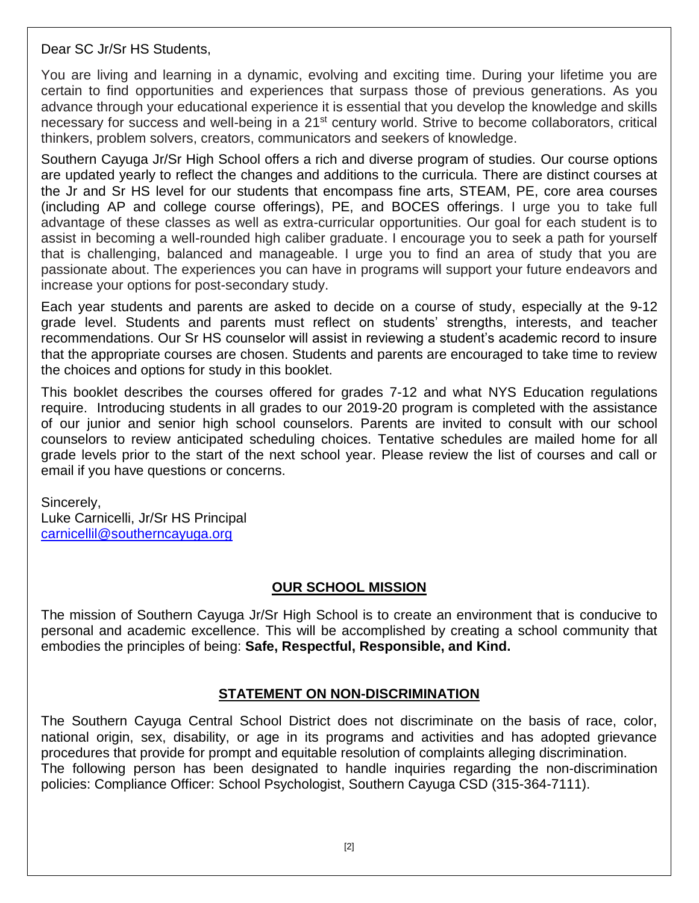Dear SC Jr/Sr HS Students,

You are living and learning in a dynamic, evolving and exciting time. During your lifetime you are certain to find opportunities and experiences that surpass those of previous generations. As you advance through your educational experience it is essential that you develop the knowledge and skills necessary for success and well-being in a 21st century world. Strive to become collaborators, critical thinkers, problem solvers, creators, communicators and seekers of knowledge.

Southern Cayuga Jr/Sr High School offers a rich and diverse program of studies. Our course options are updated yearly to reflect the changes and additions to the curricula. There are distinct courses at the Jr and Sr HS level for our students that encompass fine arts, STEAM, PE, core area courses (including AP and college course offerings), PE, and BOCES offerings. I urge you to take full advantage of these classes as well as extra-curricular opportunities. Our goal for each student is to assist in becoming a well-rounded high caliber graduate. I encourage you to seek a path for yourself that is challenging, balanced and manageable. I urge you to find an area of study that you are passionate about. The experiences you can have in programs will support your future endeavors and increase your options for post-secondary study.

Each year students and parents are asked to decide on a course of study, especially at the 9-12 grade level. Students and parents must reflect on students' strengths, interests, and teacher recommendations. Our Sr HS counselor will assist in reviewing a student's academic record to insure that the appropriate courses are chosen. Students and parents are encouraged to take time to review the choices and options for study in this booklet.

This booklet describes the courses offered for grades 7-12 and what NYS Education regulations require. Introducing students in all grades to our 2019-20 program is completed with the assistance of our junior and senior high school counselors. Parents are invited to consult with our school counselors to review anticipated scheduling choices. Tentative schedules are mailed home for all grade levels prior to the start of the next school year. Please review the list of courses and call or email if you have questions or concerns.

Sincerely,
Luke Carnicelli, Jr/Sr HS Principal
carnicellil@southerncayuga.org

## OUR SCHOOL MISSION

The mission of Southern Cayuga Jr/Sr High School is to create an environment that is conducive to personal and academic excellence. This will be accomplished by creating a school community that embodies the principles of being: **Safe, Respectful, Responsible, and Kind.**

## STATEMENT ON NON-DISCRIMINATION

The Southern Cayuga Central School District does not discriminate on the basis of race, color, national origin, sex, disability, or age in its programs and activities and has adopted grievance procedures that provide for prompt and equitable resolution of complaints alleging discrimination.
The following person has been designated to handle inquiries regarding the non-discrimination policies: Compliance Officer: School Psychologist, Southern Cayuga CSD (315-364-7111).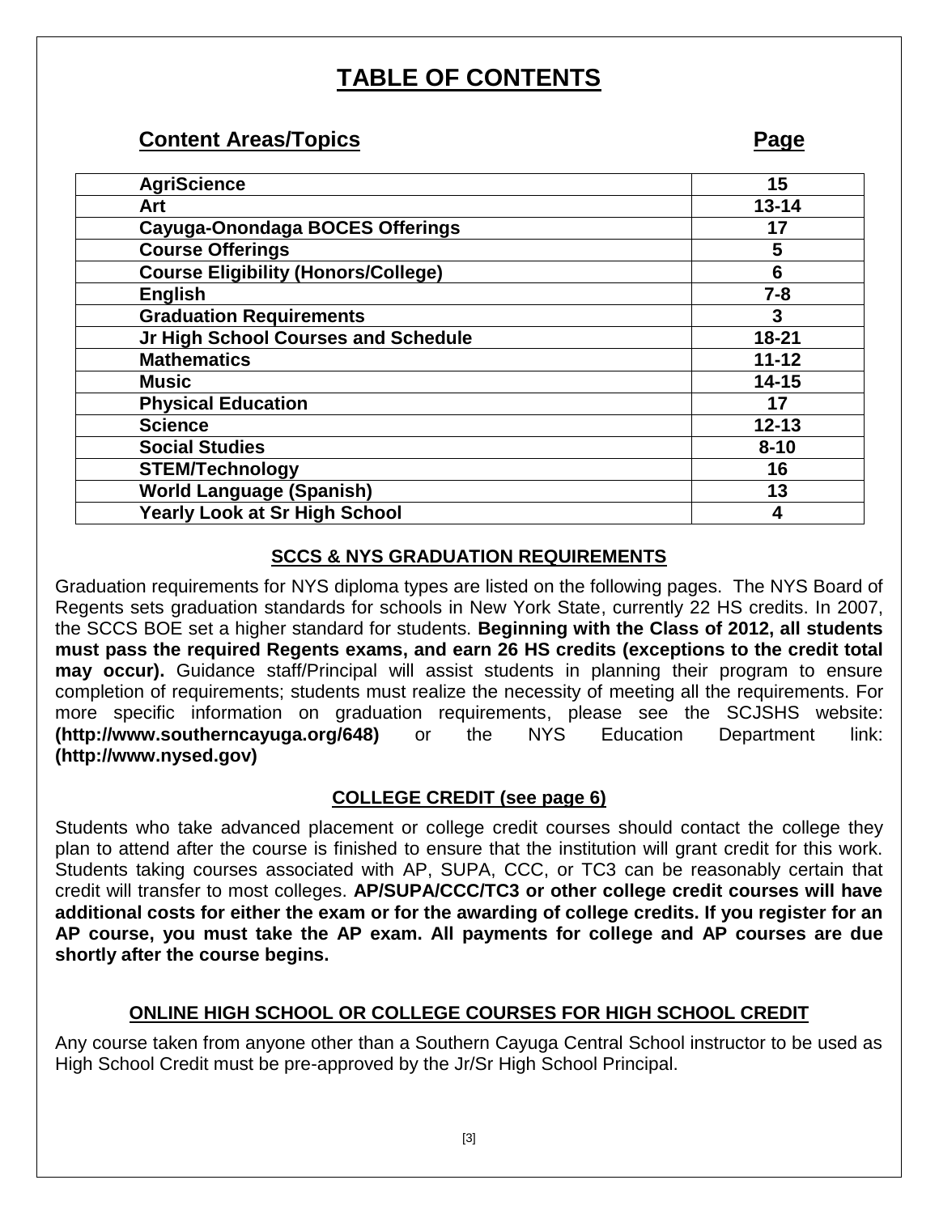# TABLE OF CONTENTS

| Content Areas/Topics | Page |
|---|---|
| AgriScience | 15 |
| Art | 13-14 |
| Cayuga-Onondaga BOCES Offerings | 17 |
| Course Offerings | 5 |
| Course Eligibility (Honors/College) | 6 |
| English | 7-8 |
| Graduation Requirements | 3 |
| Jr High School Courses and Schedule | 18-21 |
| Mathematics | 11-12 |
| Music | 14-15 |
| Physical Education | 17 |
| Science | 12-13 |
| Social Studies | 8-10 |
| STEM/Technology | 16 |
| World Language (Spanish) | 13 |
| Yearly Look at Sr High School | 4 |

## SCCS & NYS GRADUATION REQUIREMENTS

Graduation requirements for NYS diploma types are listed on the following pages. The NYS Board of Regents sets graduation standards for schools in New York State, currently 22 HS credits. In 2007, the SCCS BOE set a higher standard for students. **Beginning with the Class of 2012, all students must pass the required Regents exams, and earn 26 HS credits (exceptions to the credit total may occur).** Guidance staff/Principal will assist students in planning their program to ensure completion of requirements; students must realize the necessity of meeting all the requirements. For more specific information on graduation requirements, please see the SCJSHS website: **(http://www.southerncayuga.org/648)** or the NYS Education Department link: **(http://www.nysed.gov)**

## COLLEGE CREDIT (see page 6)

Students who take advanced placement or college credit courses should contact the college they plan to attend after the course is finished to ensure that the institution will grant credit for this work. Students taking courses associated with AP, SUPA, CCC, or TC3 can be reasonably certain that credit will transfer to most colleges. **AP/SUPA/CCC/TC3 or other college credit courses will have additional costs for either the exam or for the awarding of college credits. If you register for an AP course, you must take the AP exam. All payments for college and AP courses are due shortly after the course begins.**

## ONLINE HIGH SCHOOL OR COLLEGE COURSES FOR HIGH SCHOOL CREDIT

Any course taken from anyone other than a Southern Cayuga Central School instructor to be used as High School Credit must be pre-approved by the Jr/Sr High School Principal.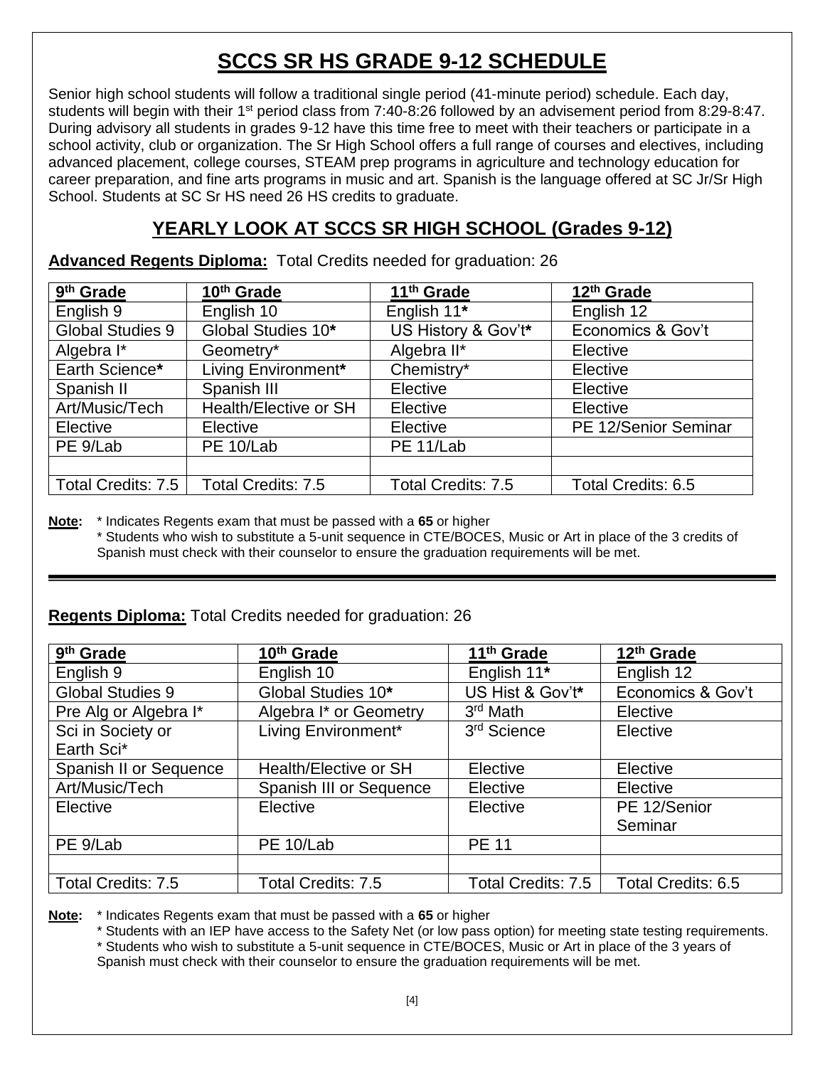# SCCS SR HS GRADE 9-12 SCHEDULE

Senior high school students will follow a traditional single period (41-minute period) schedule. Each day, students will begin with their 1st period class from 7:40-8:26 followed by an advisement period from 8:29-8:47. During advisory all students in grades 9-12 have this time free to meet with their teachers or participate in a school activity, club or organization. The Sr High School offers a full range of courses and electives, including advanced placement, college courses, STEAM prep programs in agriculture and technology education for career preparation, and fine arts programs in music and art. Spanish is the language offered at SC Jr/Sr High School. Students at SC Sr HS need 26 HS credits to graduate.

## YEARLY LOOK AT SCCS SR HIGH SCHOOL (Grades 9-12)

**Advanced Regents Diploma:** Total Credits needed for graduation: 26

| 9th Grade | 10th Grade | 11th Grade | 12th Grade |
|---|---|---|---|
| English 9 | English 10 | English 11* | English 12 |
| Global Studies 9 | Global Studies 10* | US History & Gov't* | Economics & Gov't |
| Algebra I* | Geometry* | Algebra II* | Elective |
| Earth Science* | Living Environment* | Chemistry* | Elective |
| Spanish II | Spanish III | Elective | Elective |
| Art/Music/Tech | Health/Elective or SH | Elective | Elective |
| Elective | Elective | Elective | PE 12/Senior Seminar |
| PE 9/Lab | PE 10/Lab | PE 11/Lab | |
| | | | |
| Total Credits: 7.5 | Total Credits: 7.5 | Total Credits: 7.5 | Total Credits: 6.5 |

**Note:** * Indicates Regents exam that must be passed with a **65** or higher

* Students who wish to substitute a 5-unit sequence in CTE/BOCES, Music or Art in place of the 3 credits of Spanish must check with their counselor to ensure the graduation requirements will be met.

---

**Regents Diploma:** Total Credits needed for graduation: 26

| 9th Grade | 10th Grade | 11th Grade | 12th Grade |
|---|---|---|---|
| English 9 | English 10 | English 11* | English 12 |
| Global Studies 9 | Global Studies 10* | US Hist & Gov't* | Economics & Gov't |
| Pre Alg or Algebra I* | Algebra I* or Geometry | 3rd Math | Elective |
| Sci in Society or Earth Sci* | Living Environment* | 3rd Science | Elective |
| Spanish II or Sequence | Health/Elective or SH | Elective | Elective |
| Art/Music/Tech | Spanish III or Sequence | Elective | Elective |
| Elective | Elective | Elective | PE 12/Senior Seminar |
| PE 9/Lab | PE 10/Lab | PE 11 | |
| | | | |
| Total Credits: 7.5 | Total Credits: 7.5 | Total Credits: 7.5 | Total Credits: 6.5 |

**Note:** * Indicates Regents exam that must be passed with a **65** or higher

* Students with an IEP have access to the Safety Net (or low pass option) for meeting state testing requirements.

* Students who wish to substitute a 5-unit sequence in CTE/BOCES, Music or Art in place of the 3 years of Spanish must check with their counselor to ensure the graduation requirements will be met.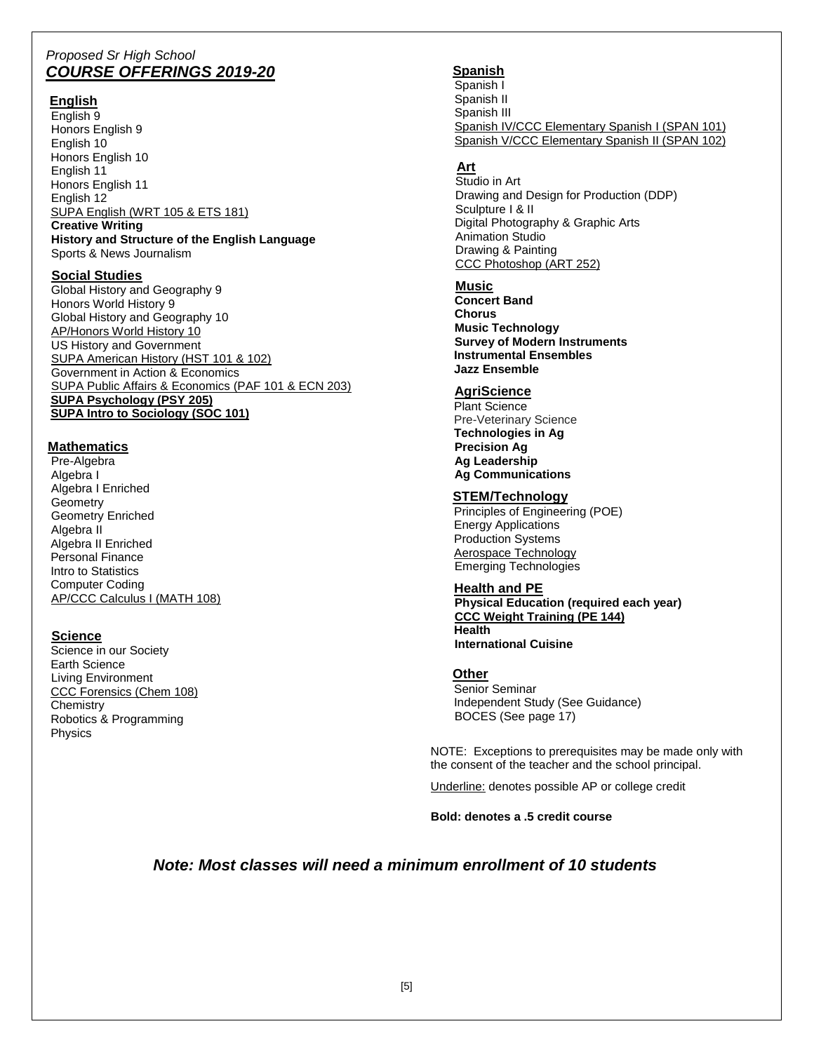*Proposed Sr High School*

***COURSE OFFERINGS 2019-20***

## English

English 9
Honors English 9
English 10
Honors English 10
English 11
Honors English 11
English 12
SUPA English (WRT 105 & ETS 181)
**Creative Writing**
**History and Structure of the English Language**
Sports & News Journalism

## Social Studies

Global History and Geography 9
Honors World History 9
Global History and Geography 10
AP/Honors World History 10
US History and Government
SUPA American History (HST 101 & 102)
Government in Action & Economics
SUPA Public Affairs & Economics (PAF 101 & ECN 203)
**SUPA Psychology (PSY 205)**
**SUPA Intro to Sociology (SOC 101)**

## Mathematics

Pre-Algebra
Algebra I
Algebra I Enriched
Geometry
Geometry Enriched
Algebra II
Algebra II Enriched
Personal Finance
Intro to Statistics
Computer Coding
AP/CCC Calculus I (MATH 108)

## Science

Science in our Society
Earth Science
Living Environment
CCC Forensics (Chem 108)
Chemistry
Robotics & Programming
Physics

## Spanish

Spanish I
Spanish II
Spanish III
Spanish IV/CCC Elementary Spanish I (SPAN 101)
Spanish V/CCC Elementary Spanish II (SPAN 102)

## Art

Studio in Art
Drawing and Design for Production (DDP)
Sculpture I & II
Digital Photography & Graphic Arts
Animation Studio
Drawing & Painting
CCC Photoshop (ART 252)

## Music

**Concert Band**
**Chorus**
**Music Technology**
**Survey of Modern Instruments**
**Instrumental Ensembles**
**Jazz Ensemble**

## AgriScience

Plant Science
Pre-Veterinary Science
**Technologies in Ag**
**Precision Ag**
**Ag Leadership**
**Ag Communications**

## STEM/Technology

Principles of Engineering (POE)
Energy Applications
Production Systems
Aerospace Technology
Emerging Technologies

## Health and PE

**Physical Education (required each year)**
**CCC Weight Training (PE 144)**
**Health**
**International Cuisine**

## Other

Senior Seminar
Independent Study (See Guidance)
BOCES (See page 17)

NOTE: Exceptions to prerequisites may be made only with the consent of the teacher and the school principal.

Underline: denotes possible AP or college credit

**Bold: denotes a .5 credit course**

***Note: Most classes will need a minimum enrollment of 10 students***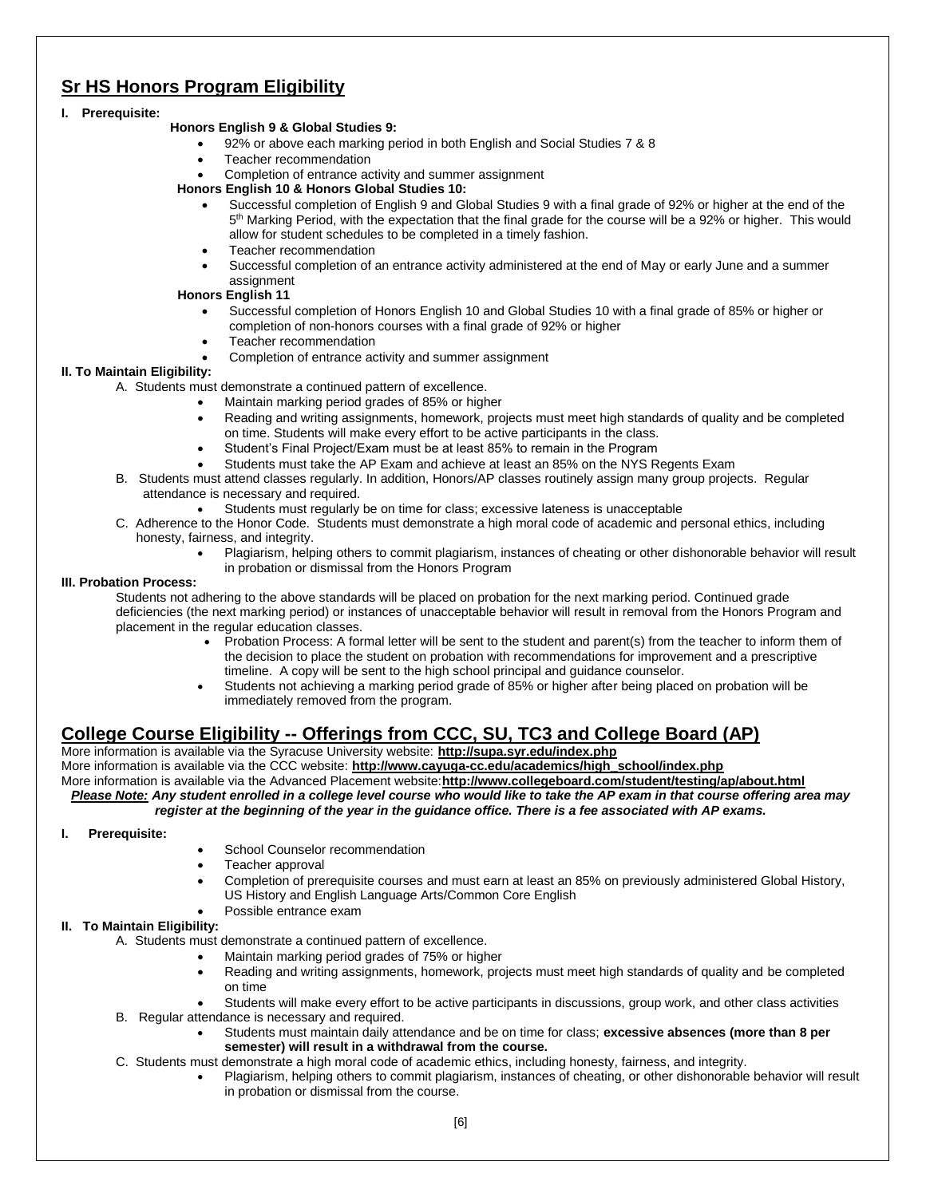## Sr HS Honors Program Eligibility

**I. Prerequisite:**

**Honors English 9 & Global Studies 9:**

- 92% or above each marking period in both English and Social Studies 7 & 8
- Teacher recommendation
- Completion of entrance activity and summer assignment

**Honors English 10 & Honors Global Studies 10:**

- Successful completion of English 9 and Global Studies 9 with a final grade of 92% or higher at the end of the 5th Marking Period, with the expectation that the final grade for the course will be a 92% or higher. This would allow for student schedules to be completed in a timely fashion.
- Teacher recommendation
- Successful completion of an entrance activity administered at the end of May or early June and a summer assignment

**Honors English 11**

- Successful completion of Honors English 10 and Global Studies 10 with a final grade of 85% or higher or completion of non-honors courses with a final grade of 92% or higher
- Teacher recommendation
- Completion of entrance activity and summer assignment

**II. To Maintain Eligibility:**

A. Students must demonstrate a continued pattern of excellence.
- Maintain marking period grades of 85% or higher
- Reading and writing assignments, homework, projects must meet high standards of quality and be completed on time. Students will make every effort to be active participants in the class.
- Student's Final Project/Exam must be at least 85% to remain in the Program
- Students must take the AP Exam and achieve at least an 85% on the NYS Regents Exam

B. Students must attend classes regularly. In addition, Honors/AP classes routinely assign many group projects. Regular attendance is necessary and required.
- Students must regularly be on time for class; excessive lateness is unacceptable

C. Adherence to the Honor Code. Students must demonstrate a high moral code of academic and personal ethics, including honesty, fairness, and integrity.
- Plagiarism, helping others to commit plagiarism, instances of cheating or other dishonorable behavior will result in probation or dismissal from the Honors Program

**III. Probation Process:**

Students not adhering to the above standards will be placed on probation for the next marking period. Continued grade deficiencies (the next marking period) or instances of unacceptable behavior will result in removal from the Honors Program and placement in the regular education classes.

- Probation Process: A formal letter will be sent to the student and parent(s) from the teacher to inform them of the decision to place the student on probation with recommendations for improvement and a prescriptive timeline. A copy will be sent to the high school principal and guidance counselor.
- Students not achieving a marking period grade of 85% or higher after being placed on probation will be immediately removed from the program.

## College Course Eligibility -- Offerings from CCC, SU, TC3 and College Board (AP)

More information is available via the Syracuse University website: **http://supa.syr.edu/index.php**
More information is available via the CCC website: **http://www.cayuga-cc.edu/academics/high_school/index.php**
More information is available via the Advanced Placement website:**http://www.collegeboard.com/student/testing/ap/about.html**

***Please Note:** Any student enrolled in a college level course who would like to take the AP exam in that course offering area may register at the beginning of the year in the guidance office. There is a fee associated with AP exams.*

**I. Prerequisite:**

- School Counselor recommendation
- Teacher approval
- Completion of prerequisite courses and must earn at least an 85% on previously administered Global History, US History and English Language Arts/Common Core English
- Possible entrance exam

**II. To Maintain Eligibility:**

A. Students must demonstrate a continued pattern of excellence.
- Maintain marking period grades of 75% or higher
- Reading and writing assignments, homework, projects must meet high standards of quality and be completed on time
- Students will make every effort to be active participants in discussions, group work, and other class activities

B. Regular attendance is necessary and required.
- Students must maintain daily attendance and be on time for class; **excessive absences (more than 8 per semester) will result in a withdrawal from the course.**

C. Students must demonstrate a high moral code of academic ethics, including honesty, fairness, and integrity.
- Plagiarism, helping others to commit plagiarism, instances of cheating, or other dishonorable behavior will result in probation or dismissal from the course.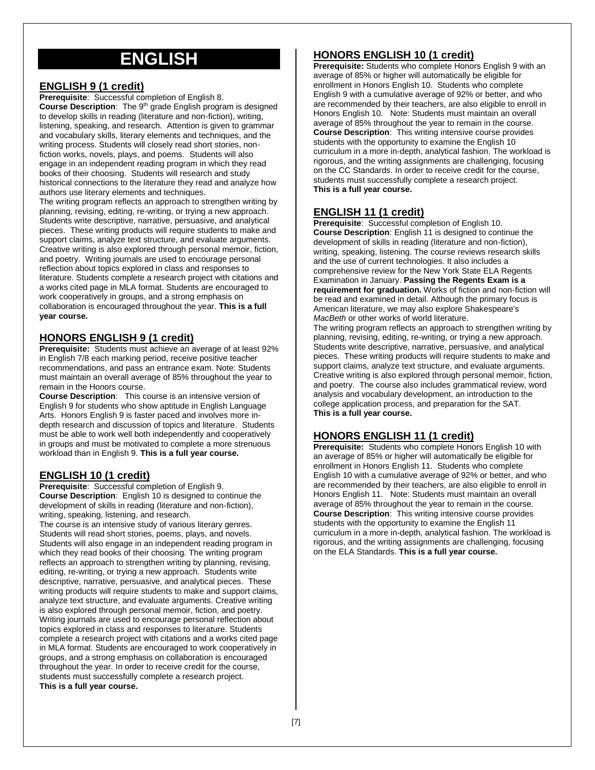# ENGLISH

## ENGLISH 9 (1 credit)

**Prerequisite**: Successful completion of English 8.

**Course Description**: The 9th grade English program is designed to develop skills in reading (literature and non-fiction), writing, listening, speaking, and research. Attention is given to grammar and vocabulary skills, literary elements and techniques, and the writing process. Students will closely read short stories, non-fiction works, novels, plays, and poems. Students will also engage in an independent reading program in which they read books of their choosing. Students will research and study historical connections to the literature they read and analyze how authors use literary elements and techniques.

The writing program reflects an approach to strengthen writing by planning, revising, editing, re-writing, or trying a new approach. Students write descriptive, narrative, persuasive, and analytical pieces. These writing products will require students to make and support claims, analyze text structure, and evaluate arguments. Creative writing is also explored through personal memoir, fiction, and poetry. Writing journals are used to encourage personal reflection about topics explored in class and responses to literature. Students complete a research project with citations and a works cited page in MLA format. Students are encouraged to work cooperatively in groups, and a strong emphasis on collaboration is encouraged throughout the year. **This is a full year course.**

## HONORS ENGLISH 9 (1 credit)

**Prerequisite:** Students must achieve an average of at least 92% in English 7/8 each marking period, receive positive teacher recommendations, and pass an entrance exam. Note: Students must maintain an overall average of 85% throughout the year to remain in the Honors course.

**Course Description**: This course is an intensive version of English 9 for students who show aptitude in English Language Arts. Honors English 9 is faster paced and involves more in-depth research and discussion of topics and literature. Students must be able to work well both independently and cooperatively in groups and must be motivated to complete a more strenuous workload than in English 9. **This is a full year course.**

## ENGLISH 10 (1 credit)

**Prerequisite**: Successful completion of English 9.

**Course Description**: English 10 is designed to continue the development of skills in reading (literature and non-fiction), writing, speaking, listening, and research.

The course is an intensive study of various literary genres. Students will read short stories, poems, plays, and novels. Students will also engage in an independent reading program in which they read books of their choosing. The writing program reflects an approach to strengthen writing by planning, revising, editing, re-writing, or trying a new approach. Students write descriptive, narrative, persuasive, and analytical pieces. These writing products will require students to make and support claims, analyze text structure, and evaluate arguments. Creative writing is also explored through personal memoir, fiction, and poetry. Writing journals are used to encourage personal reflection about topics explored in class and responses to literature. Students complete a research project with citations and a works cited page in MLA format. Students are encouraged to work cooperatively in groups, and a strong emphasis on collaboration is encouraged throughout the year. In order to receive credit for the course, students must successfully complete a research project.

**This is a full year course.**

## HONORS ENGLISH 10 (1 credit)

**Prerequisite:** Students who complete Honors English 9 with an average of 85% or higher will automatically be eligible for enrollment in Honors English 10. Students who complete English 9 with a cumulative average of 92% or better, and who are recommended by their teachers, are also eligible to enroll in Honors English 10. Note: Students must maintain an overall average of 85% throughout the year to remain in the course.

**Course Description**: This writing intensive course provides students with the opportunity to examine the English 10 curriculum in a more in-depth, analytical fashion. The workload is rigorous, and the writing assignments are challenging, focusing on the CC Standards. In order to receive credit for the course, students must successfully complete a research project.

**This is a full year course.**

## ENGLISH 11 (1 credit)

**Prerequisite**: Successful completion of English 10.

**Course Description**: English 11 is designed to continue the development of skills in reading (literature and non-fiction), writing, speaking, listening. The course reviews research skills and the use of current technologies. It also includes a comprehensive review for the New York State ELA Regents Examination in January. **Passing the Regents Exam is a requirement for graduation.** Works of fiction and non-fiction will be read and examined in detail. Although the primary focus is American literature, we may also explore Shakespeare's *MacBeth* or other works of world literature.

The writing program reflects an approach to strengthen writing by planning, revising, editing, re-writing, or trying a new approach. Students write descriptive, narrative, persuasive, and analytical pieces. These writing products will require students to make and support claims, analyze text structure, and evaluate arguments. Creative writing is also explored through personal memoir, fiction, and poetry. The course also includes grammatical review, word analysis and vocabulary development, an introduction to the college application process, and preparation for the SAT.

**This is a full year course.**

## HONORS ENGLISH 11 (1 credit)

**Prerequisite:** Students who complete Honors English 10 with an average of 85% or higher will automatically be eligible for enrollment in Honors English 11. Students who complete English 10 with a cumulative average of 92% or better, and who are recommended by their teachers, are also eligible to enroll in Honors English 11. Note: Students must maintain an overall average of 85% throughout the year to remain in the course.

**Course Description**: This writing intensive course provides students with the opportunity to examine the English 11 curriculum in a more in-depth, analytical fashion. The workload is rigorous, and the writing assignments are challenging, focusing on the ELA Standards. **This is a full year course.**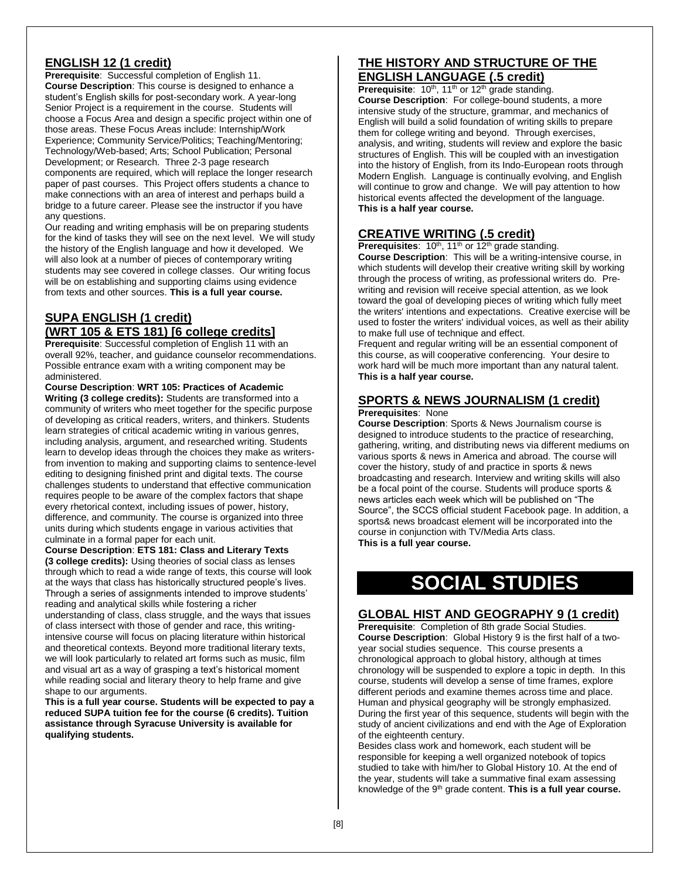## ENGLISH 12 (1 credit)

**Prerequisite**: Successful completion of English 11.
**Course Description**: This course is designed to enhance a student's English skills for post-secondary work. A year-long Senior Project is a requirement in the course. Students will choose a Focus Area and design a specific project within one of those areas. These Focus Areas include: Internship/Work Experience; Community Service/Politics; Teaching/Mentoring; Technology/Web-based; Arts; School Publication; Personal Development; or Research. Three 2-3 page research components are required, which will replace the longer research paper of past courses. This Project offers students a chance to make connections with an area of interest and perhaps build a bridge to a future career. Please see the instructor if you have any questions.

Our reading and writing emphasis will be on preparing students for the kind of tasks they will see on the next level. We will study the history of the English language and how it developed. We will also look at a number of pieces of contemporary writing students may see covered in college classes. Our writing focus will be on establishing and supporting claims using evidence from texts and other sources. **This is a full year course.**

## SUPA ENGLISH (1 credit) (WRT 105 & ETS 181) [6 college credits]

**Prerequisite**: Successful completion of English 11 with an overall 92%, teacher, and guidance counselor recommendations. Possible entrance exam with a writing component may be administered.

**Course Description**: **WRT 105: Practices of Academic Writing (3 college credits):** Students are transformed into a community of writers who meet together for the specific purpose of developing as critical readers, writers, and thinkers. Students learn strategies of critical academic writing in various genres, including analysis, argument, and researched writing. Students learn to develop ideas through the choices they make as writers- from invention to making and supporting claims to sentence-level editing to designing finished print and digital texts. The course challenges students to understand that effective communication requires people to be aware of the complex factors that shape every rhetorical context, including issues of power, history, difference, and community. The course is organized into three units during which students engage in various activities that culminate in a formal paper for each unit.

**Course Description**: **ETS 181: Class and Literary Texts (3 college credits):** Using theories of social class as lenses through which to read a wide range of texts, this course will look at the ways that class has historically structured people's lives. Through a series of assignments intended to improve students' reading and analytical skills while fostering a richer understanding of class, class struggle, and the ways that issues of class intersect with those of gender and race, this writing-intensive course will focus on placing literature within historical and theoretical contexts. Beyond more traditional literary texts, we will look particularly to related art forms such as music, film and visual art as a way of grasping a text's historical moment while reading social and literary theory to help frame and give shape to our arguments.

**This is a full year course. Students will be expected to pay a reduced SUPA tuition fee for the course (6 credits). Tuition assistance through Syracuse University is available for qualifying students.**

## THE HISTORY AND STRUCTURE OF THE ENGLISH LANGUAGE (.5 credit)

**Prerequisite**: 10th, 11th or 12th grade standing.
**Course Description**: For college-bound students, a more intensive study of the structure, grammar, and mechanics of English will build a solid foundation of writing skills to prepare them for college writing and beyond. Through exercises, analysis, and writing, students will review and explore the basic structures of English. This will be coupled with an investigation into the history of English, from its Indo-European roots through Modern English. Language is continually evolving, and English will continue to grow and change. We will pay attention to how historical events affected the development of the language.
**This is a half year course.**

## CREATIVE WRITING (.5 credit)

**Prerequisites**: 10th, 11th or 12th grade standing.
**Course Description**: This will be a writing-intensive course, in which students will develop their creative writing skill by working through the process of writing, as professional writers do. Pre-writing and revision will receive special attention, as we look toward the goal of developing pieces of writing which fully meet the writers' intentions and expectations. Creative exercise will be used to foster the writers' individual voices, as well as their ability to make full use of technique and effect.

Frequent and regular writing will be an essential component of this course, as will cooperative conferencing. Your desire to work hard will be much more important than any natural talent.
**This is a half year course.**

## SPORTS & NEWS JOURNALISM (1 credit)

**Prerequisites**: None
**Course Description**: Sports & News Journalism course is designed to introduce students to the practice of researching, gathering, writing, and distributing news via different mediums on various sports & news in America and abroad. The course will cover the history, study of and practice in sports & news broadcasting and research. Interview and writing skills will also be a focal point of the course. Students will produce sports & news articles each week which will be published on "The Source", the SCCS official student Facebook page. In addition, a sports& news broadcast element will be incorporated into the course in conjunction with TV/Media Arts class.
**This is a full year course.**

# SOCIAL STUDIES

## GLOBAL HIST AND GEOGRAPHY 9 (1 credit)

**Prerequisite**: Completion of 8th grade Social Studies.
**Course Description**: Global History 9 is the first half of a two-year social studies sequence. This course presents a chronological approach to global history, although at times chronology will be suspended to explore a topic in depth. In this course, students will develop a sense of time frames, explore different periods and examine themes across time and place. Human and physical geography will be strongly emphasized. During the first year of this sequence, students will begin with the study of ancient civilizations and end with the Age of Exploration of the eighteenth century.

Besides class work and homework, each student will be responsible for keeping a well organized notebook of topics studied to take with him/her to Global History 10. At the end of the year, students will take a summative final exam assessing knowledge of the 9th grade content. **This is a full year course.**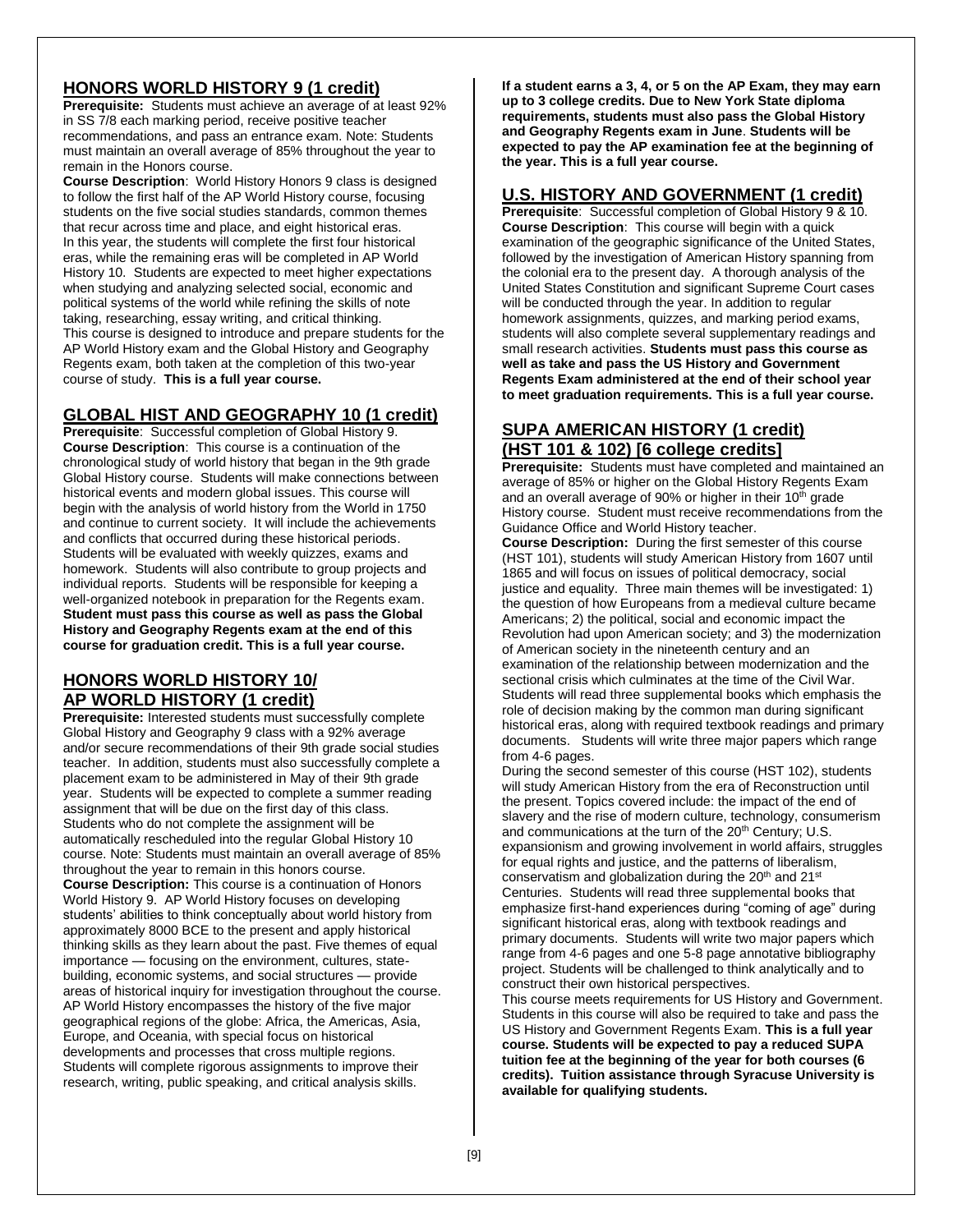## HONORS WORLD HISTORY 9 (1 credit)

**Prerequisite:** Students must achieve an average of at least 92% in SS 7/8 each marking period, receive positive teacher recommendations, and pass an entrance exam. Note: Students must maintain an overall average of 85% throughout the year to remain in the Honors course.

**Course Description**: World History Honors 9 class is designed to follow the first half of the AP World History course, focusing students on the five social studies standards, common themes that recur across time and place, and eight historical eras. In this year, the students will complete the first four historical eras, while the remaining eras will be completed in AP World History 10. Students are expected to meet higher expectations when studying and analyzing selected social, economic and political systems of the world while refining the skills of note taking, researching, essay writing, and critical thinking. This course is designed to introduce and prepare students for the AP World History exam and the Global History and Geography Regents exam, both taken at the completion of this two-year course of study. **This is a full year course.**

## GLOBAL HIST AND GEOGRAPHY 10 (1 credit)

**Prerequisite**: Successful completion of Global History 9.

**Course Description**: This course is a continuation of the chronological study of world history that began in the 9th grade Global History course. Students will make connections between historical events and modern global issues. This course will begin with the analysis of world history from the World in 1750 and continue to current society. It will include the achievements and conflicts that occurred during these historical periods. Students will be evaluated with weekly quizzes, exams and homework. Students will also contribute to group projects and individual reports. Students will be responsible for keeping a well-organized notebook in preparation for the Regents exam. **Student must pass this course as well as pass the Global History and Geography Regents exam at the end of this course for graduation credit. This is a full year course.**

## HONORS WORLD HISTORY 10/ AP WORLD HISTORY (1 credit)

**Prerequisite:** Interested students must successfully complete Global History and Geography 9 class with a 92% average and/or secure recommendations of their 9th grade social studies teacher. In addition, students must also successfully complete a placement exam to be administered in May of their 9th grade year. Students will be expected to complete a summer reading assignment that will be due on the first day of this class. Students who do not complete the assignment will be automatically rescheduled into the regular Global History 10 course. Note: Students must maintain an overall average of 85% throughout the year to remain in this honors course.

**Course Description:** This course is a continuation of Honors World History 9. AP World History focuses on developing students' abilities to think conceptually about world history from approximately 8000 BCE to the present and apply historical thinking skills as they learn about the past. Five themes of equal importance — focusing on the environment, cultures, state-building, economic systems, and social structures — provide areas of historical inquiry for investigation throughout the course. AP World History encompasses the history of the five major geographical regions of the globe: Africa, the Americas, Asia, Europe, and Oceania, with special focus on historical developments and processes that cross multiple regions. Students will complete rigorous assignments to improve their research, writing, public speaking, and critical analysis skills.

**If a student earns a 3, 4, or 5 on the AP Exam, they may earn up to 3 college credits. Due to New York State diploma requirements, students must also pass the Global History and Geography Regents exam in June**. **Students will be expected to pay the AP examination fee at the beginning of the year. This is a full year course.**

## U.S. HISTORY AND GOVERNMENT (1 credit)

**Prerequisite**: Successful completion of Global History 9 & 10.

**Course Description**: This course will begin with a quick examination of the geographic significance of the United States, followed by the investigation of American History spanning from the colonial era to the present day. A thorough analysis of the United States Constitution and significant Supreme Court cases will be conducted through the year. In addition to regular homework assignments, quizzes, and marking period exams, students will also complete several supplementary readings and small research activities. **Students must pass this course as well as take and pass the US History and Government Regents Exam administered at the end of their school year to meet graduation requirements. This is a full year course.**

## SUPA AMERICAN HISTORY (1 credit) (HST 101 & 102) [6 college credits]

**Prerequisite:** Students must have completed and maintained an average of 85% or higher on the Global History Regents Exam and an overall average of 90% or higher in their 10th grade History course. Student must receive recommendations from the Guidance Office and World History teacher.

**Course Description:** During the first semester of this course (HST 101), students will study American History from 1607 until 1865 and will focus on issues of political democracy, social justice and equality. Three main themes will be investigated: 1) the question of how Europeans from a medieval culture became Americans; 2) the political, social and economic impact the Revolution had upon American society; and 3) the modernization of American society in the nineteenth century and an examination of the relationship between modernization and the sectional crisis which culminates at the time of the Civil War. Students will read three supplemental books which emphasis the role of decision making by the common man during significant historical eras, along with required textbook readings and primary documents. Students will write three major papers which range from 4-6 pages.

During the second semester of this course (HST 102), students will study American History from the era of Reconstruction until the present. Topics covered include: the impact of the end of slavery and the rise of modern culture, technology, consumerism and communications at the turn of the 20th Century; U.S. expansionism and growing involvement in world affairs, struggles for equal rights and justice, and the patterns of liberalism, conservatism and globalization during the 20th and 21st Centuries. Students will read three supplemental books that emphasize first-hand experiences during "coming of age" during significant historical eras, along with textbook readings and primary documents. Students will write two major papers which range from 4-6 pages and one 5-8 page annotative bibliography project. Students will be challenged to think analytically and to construct their own historical perspectives.

This course meets requirements for US History and Government. Students in this course will also be required to take and pass the US History and Government Regents Exam. **This is a full year course. Students will be expected to pay a reduced SUPA tuition fee at the beginning of the year for both courses (6 credits). Tuition assistance through Syracuse University is available for qualifying students.**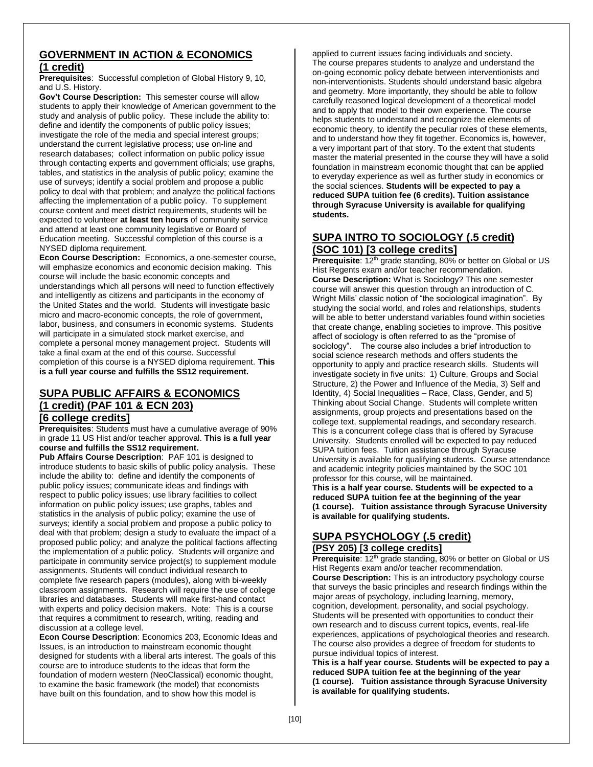## GOVERNMENT IN ACTION & ECONOMICS (1 credit)

**Prerequisites**: Successful completion of Global History 9, 10, and U.S. History.

**Gov't Course Description:** This semester course will allow students to apply their knowledge of American government to the study and analysis of public policy. These include the ability to: define and identify the components of public policy issues; investigate the role of the media and special interest groups; understand the current legislative process; use on-line and research databases; collect information on public policy issue through contacting experts and government officials; use graphs, tables, and statistics in the analysis of public policy; examine the use of surveys; identify a social problem and propose a public policy to deal with that problem; and analyze the political factions affecting the implementation of a public policy. To supplement course content and meet district requirements, students will be expected to volunteer **at least ten hours** of community service and attend at least one community legislative or Board of Education meeting. Successful completion of this course is a NYSED diploma requirement.

**Econ Course Description:** Economics, a one-semester course, will emphasize economics and economic decision making. This course will include the basic economic concepts and understandings which all persons will need to function effectively and intelligently as citizens and participants in the economy of the United States and the world. Students will investigate basic micro and macro-economic concepts, the role of government, labor, business, and consumers in economic systems. Students will participate in a simulated stock market exercise, and complete a personal money management project. Students will take a final exam at the end of this course. Successful completion of this course is a NYSED diploma requirement. **This is a full year course and fulfills the SS12 requirement.**

## SUPA PUBLIC AFFAIRS & ECONOMICS (1 credit) (PAF 101 & ECN 203) [6 college credits]

**Prerequisites**: Students must have a cumulative average of 90% in grade 11 US Hist and/or teacher approval. **This is a full year course and fulfills the SS12 requirement.**

**Pub Affairs Course Description**: PAF 101 is designed to introduce students to basic skills of public policy analysis. These include the ability to: define and identify the components of public policy issues; communicate ideas and findings with respect to public policy issues; use library facilities to collect information on public policy issues; use graphs, tables and statistics in the analysis of public policy; examine the use of surveys; identify a social problem and propose a public policy to deal with that problem; design a study to evaluate the impact of a proposed public policy; and analyze the political factions affecting the implementation of a public policy. Students will organize and participate in community service project(s) to supplement module assignments. Students will conduct individual research to complete five research papers (modules), along with bi-weekly classroom assignments. Research will require the use of college libraries and databases. Students will make first-hand contact with experts and policy decision makers. Note: This is a course that requires a commitment to research, writing, reading and discussion at a college level.

**Econ Course Description**: Economics 203, Economic Ideas and Issues, is an introduction to mainstream economic thought designed for students with a liberal arts interest. The goals of this course are to introduce students to the ideas that form the foundation of modern western (NeoClassical) economic thought, to examine the basic framework (the model) that economists have built on this foundation, and to show how this model is applied to current issues facing individuals and society. The course prepares students to analyze and understand the on-going economic policy debate between interventionists and non-interventionists. Students should understand basic algebra and geometry. More importantly, they should be able to follow carefully reasoned logical development of a theoretical model and to apply that model to their own experience. The course helps students to understand and recognize the elements of economic theory, to identify the peculiar roles of these elements, and to understand how they fit together. Economics is, however, a very important part of that story. To the extent that students master the material presented in the course they will have a solid foundation in mainstream economic thought that can be applied to everyday experience as well as further study in economics or the social sciences. **Students will be expected to pay a reduced SUPA tuition fee (6 credits). Tuition assistance through Syracuse University is available for qualifying students.**

## SUPA INTRO TO SOCIOLOGY (.5 credit) (SOC 101) [3 college credits]

**Prerequisite**: 12th grade standing, 80% or better on Global or US Hist Regents exam and/or teacher recommendation.

**Course Description:** What is Sociology? This one semester course will answer this question through an introduction of C. Wright Mills' classic notion of "the sociological imagination". By studying the social world, and roles and relationships, students will be able to better understand variables found within societies that create change, enabling societies to improve. This positive affect of sociology is often referred to as the "promise of sociology". The course also includes a brief introduction to social science research methods and offers students the opportunity to apply and practice research skills. Students will investigate society in five units: 1) Culture, Groups and Social Structure, 2) the Power and Influence of the Media, 3) Self and Identity, 4) Social Inequalities – Race, Class, Gender, and 5) Thinking about Social Change. Students will complete written assignments, group projects and presentations based on the college text, supplemental readings, and secondary research. This is a concurrent college class that is offered by Syracuse University. Students enrolled will be expected to pay reduced SUPA tuition fees. Tuition assistance through Syracuse University is available for qualifying students. Course attendance and academic integrity policies maintained by the SOC 101 professor for this course, will be maintained.

**This is a half year course. Students will be expected to a reduced SUPA tuition fee at the beginning of the year (1 course). Tuition assistance through Syracuse University is available for qualifying students.**

## SUPA PSYCHOLOGY (.5 credit) (PSY 205) [3 college credits]

**Prerequisite**: 12th grade standing, 80% or better on Global or US Hist Regents exam and/or teacher recommendation.

**Course Description:** This is an introductory psychology course that surveys the basic principles and research findings within the major areas of psychology, including learning, memory, cognition, development, personality, and social psychology. Students will be presented with opportunities to conduct their own research and to discuss current topics, events, real-life experiences, applications of psychological theories and research. The course also provides a degree of freedom for students to pursue individual topics of interest.

**This is a half year course. Students will be expected to pay a reduced SUPA tuition fee at the beginning of the year (1 course). Tuition assistance through Syracuse University is available for qualifying students.**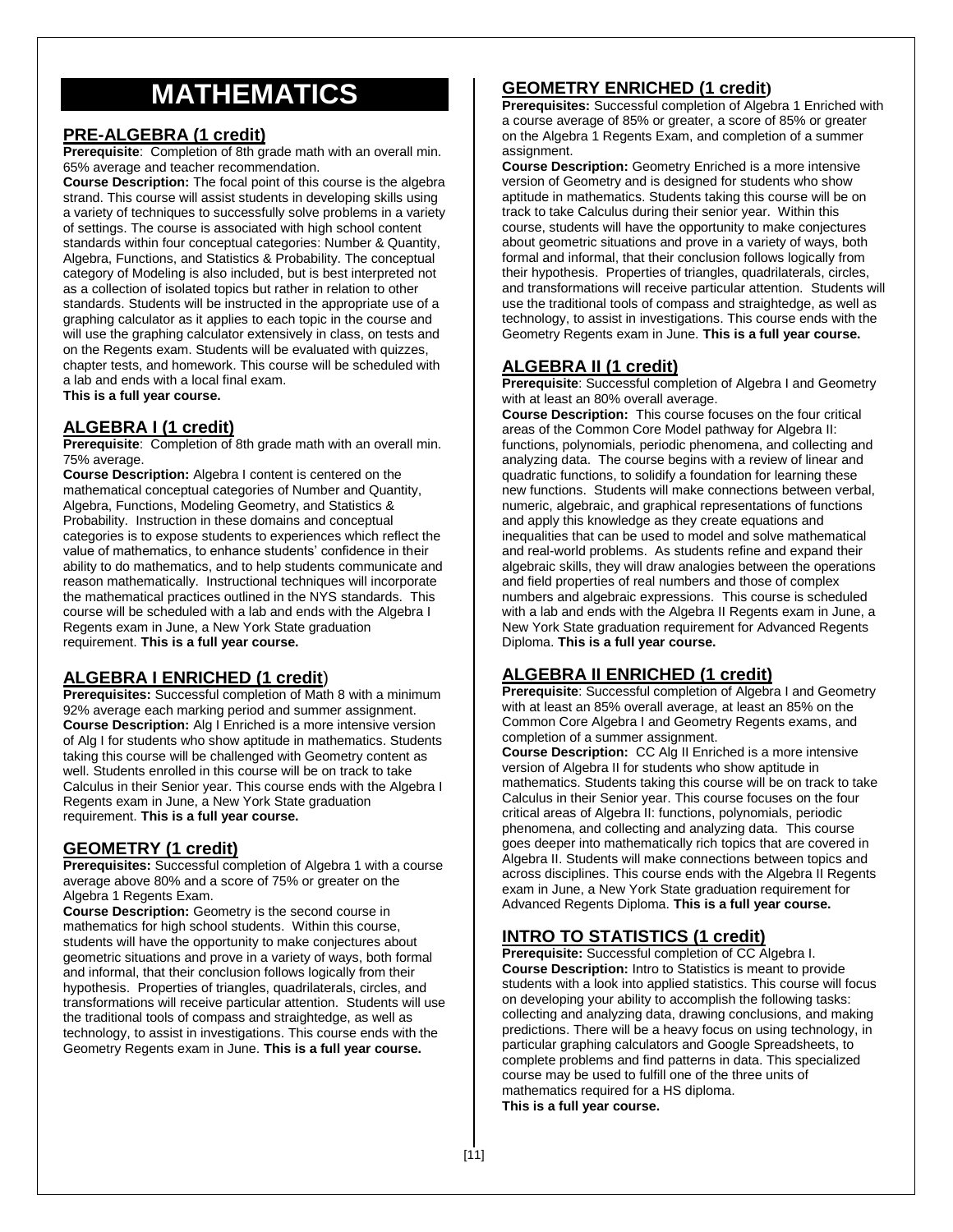# MATHEMATICS

## PRE-ALGEBRA (1 credit)

**Prerequisite**: Completion of 8th grade math with an overall min. 65% average and teacher recommendation.

**Course Description:** The focal point of this course is the algebra strand. This course will assist students in developing skills using a variety of techniques to successfully solve problems in a variety of settings. The course is associated with high school content standards within four conceptual categories: Number & Quantity, Algebra, Functions, and Statistics & Probability. The conceptual category of Modeling is also included, but is best interpreted not as a collection of isolated topics but rather in relation to other standards. Students will be instructed in the appropriate use of a graphing calculator as it applies to each topic in the course and will use the graphing calculator extensively in class, on tests and on the Regents exam. Students will be evaluated with quizzes, chapter tests, and homework. This course will be scheduled with a lab and ends with a local final exam.

**This is a full year course.**

## ALGEBRA I (1 credit)

**Prerequisite**: Completion of 8th grade math with an overall min. 75% average.

**Course Description:** Algebra I content is centered on the mathematical conceptual categories of Number and Quantity, Algebra, Functions, Modeling Geometry, and Statistics & Probability. Instruction in these domains and conceptual categories is to expose students to experiences which reflect the value of mathematics, to enhance students' confidence in their ability to do mathematics, and to help students communicate and reason mathematically. Instructional techniques will incorporate the mathematical practices outlined in the NYS standards. This course will be scheduled with a lab and ends with the Algebra I Regents exam in June, a New York State graduation requirement. **This is a full year course.**

## ALGEBRA I ENRICHED (1 credit)

**Prerequisites:** Successful completion of Math 8 with a minimum 92% average each marking period and summer assignment.

**Course Description:** Alg I Enriched is a more intensive version of Alg I for students who show aptitude in mathematics. Students taking this course will be challenged with Geometry content as well. Students enrolled in this course will be on track to take Calculus in their Senior year. This course ends with the Algebra I Regents exam in June, a New York State graduation requirement. **This is a full year course.**

## GEOMETRY (1 credit)

**Prerequisites:** Successful completion of Algebra 1 with a course average above 80% and a score of 75% or greater on the Algebra 1 Regents Exam.

**Course Description:** Geometry is the second course in mathematics for high school students. Within this course, students will have the opportunity to make conjectures about geometric situations and prove in a variety of ways, both formal and informal, that their conclusion follows logically from their hypothesis. Properties of triangles, quadrilaterals, circles, and transformations will receive particular attention. Students will use the traditional tools of compass and straightedge, as well as technology, to assist in investigations. This course ends with the Geometry Regents exam in June. **This is a full year course.**

## GEOMETRY ENRICHED (1 credit)

**Prerequisites:** Successful completion of Algebra 1 Enriched with a course average of 85% or greater, a score of 85% or greater on the Algebra 1 Regents Exam, and completion of a summer assignment.

**Course Description:** Geometry Enriched is a more intensive version of Geometry and is designed for students who show aptitude in mathematics. Students taking this course will be on track to take Calculus during their senior year. Within this course, students will have the opportunity to make conjectures about geometric situations and prove in a variety of ways, both formal and informal, that their conclusion follows logically from their hypothesis. Properties of triangles, quadrilaterals, circles, and transformations will receive particular attention. Students will use the traditional tools of compass and straightedge, as well as technology, to assist in investigations. This course ends with the Geometry Regents exam in June. **This is a full year course.**

## ALGEBRA II (1 credit)

**Prerequisite**: Successful completion of Algebra I and Geometry with at least an 80% overall average.

**Course Description:** This course focuses on the four critical areas of the Common Core Model pathway for Algebra II: functions, polynomials, periodic phenomena, and collecting and analyzing data. The course begins with a review of linear and quadratic functions, to solidify a foundation for learning these new functions. Students will make connections between verbal, numeric, algebraic, and graphical representations of functions and apply this knowledge as they create equations and inequalities that can be used to model and solve mathematical and real-world problems. As students refine and expand their algebraic skills, they will draw analogies between the operations and field properties of real numbers and those of complex numbers and algebraic expressions. This course is scheduled with a lab and ends with the Algebra II Regents exam in June, a New York State graduation requirement for Advanced Regents Diploma. **This is a full year course.**

## ALGEBRA II ENRICHED (1 credit)

**Prerequisite**: Successful completion of Algebra I and Geometry with at least an 85% overall average, at least an 85% on the Common Core Algebra I and Geometry Regents exams, and completion of a summer assignment.

**Course Description:** CC Alg II Enriched is a more intensive version of Algebra II for students who show aptitude in mathematics. Students taking this course will be on track to take Calculus in their Senior year. This course focuses on the four critical areas of Algebra II: functions, polynomials, periodic phenomena, and collecting and analyzing data. This course goes deeper into mathematically rich topics that are covered in Algebra II. Students will make connections between topics and across disciplines. This course ends with the Algebra II Regents exam in June, a New York State graduation requirement for Advanced Regents Diploma. **This is a full year course.**

## INTRO TO STATISTICS (1 credit)

**Prerequisite:** Successful completion of CC Algebra I.

**Course Description:** Intro to Statistics is meant to provide students with a look into applied statistics. This course will focus on developing your ability to accomplish the following tasks: collecting and analyzing data, drawing conclusions, and making predictions. There will be a heavy focus on using technology, in particular graphing calculators and Google Spreadsheets, to complete problems and find patterns in data. This specialized course may be used to fulfill one of the three units of mathematics required for a HS diploma.

**This is a full year course.**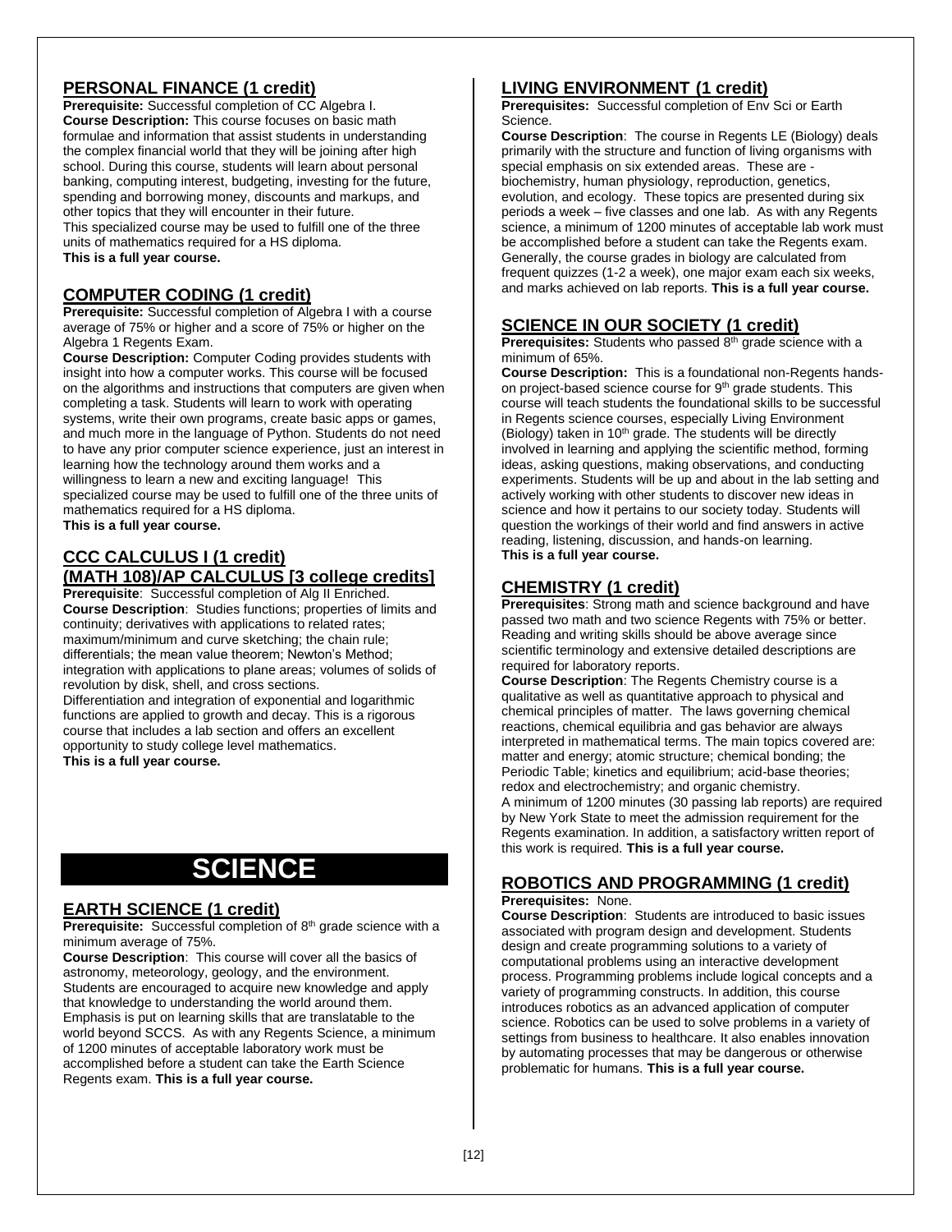## PERSONAL FINANCE (1 credit)

**Prerequisite:** Successful completion of CC Algebra I.
**Course Description:** This course focuses on basic math formulae and information that assist students in understanding the complex financial world that they will be joining after high school. During this course, students will learn about personal banking, computing interest, budgeting, investing for the future, spending and borrowing money, discounts and markups, and other topics that they will encounter in their future.
This specialized course may be used to fulfill one of the three units of mathematics required for a HS diploma.
**This is a full year course.**

## COMPUTER CODING (1 credit)

**Prerequisite:** Successful completion of Algebra I with a course average of 75% or higher and a score of 75% or higher on the Algebra 1 Regents Exam.
**Course Description:** Computer Coding provides students with insight into how a computer works. This course will be focused on the algorithms and instructions that computers are given when completing a task. Students will learn to work with operating systems, write their own programs, create basic apps or games, and much more in the language of Python. Students do not need to have any prior computer science experience, just an interest in learning how the technology around them works and a willingness to learn a new and exciting language! This specialized course may be used to fulfill one of the three units of mathematics required for a HS diploma.
**This is a full year course.**

## CCC CALCULUS I (1 credit) (MATH 108)/AP CALCULUS [3 college credits]

**Prerequisite**: Successful completion of Alg II Enriched.
**Course Description**: Studies functions; properties of limits and continuity; derivatives with applications to related rates; maximum/minimum and curve sketching; the chain rule; differentials; the mean value theorem; Newton's Method; integration with applications to plane areas; volumes of solids of revolution by disk, shell, and cross sections.
Differentiation and integration of exponential and logarithmic functions are applied to growth and decay. This is a rigorous course that includes a lab section and offers an excellent opportunity to study college level mathematics.
**This is a full year course.**

# SCIENCE

## EARTH SCIENCE (1 credit)

**Prerequisite:** Successful completion of 8th grade science with a minimum average of 75%.
**Course Description**: This course will cover all the basics of astronomy, meteorology, geology, and the environment. Students are encouraged to acquire new knowledge and apply that knowledge to understanding the world around them. Emphasis is put on learning skills that are translatable to the world beyond SCCS. As with any Regents Science, a minimum of 1200 minutes of acceptable laboratory work must be accomplished before a student can take the Earth Science Regents exam. **This is a full year course.**

## LIVING ENVIRONMENT (1 credit)

**Prerequisites:** Successful completion of Env Sci or Earth Science.
**Course Description**: The course in Regents LE (Biology) deals primarily with the structure and function of living organisms with special emphasis on six extended areas. These are - biochemistry, human physiology, reproduction, genetics, evolution, and ecology. These topics are presented during six periods a week – five classes and one lab. As with any Regents science, a minimum of 1200 minutes of acceptable lab work must be accomplished before a student can take the Regents exam. Generally, the course grades in biology are calculated from frequent quizzes (1-2 a week), one major exam each six weeks, and marks achieved on lab reports. **This is a full year course.**

## SCIENCE IN OUR SOCIETY (1 credit)

**Prerequisites:** Students who passed 8th grade science with a minimum of 65%.
**Course Description:** This is a foundational non-Regents hands-on project-based science course for 9th grade students. This course will teach students the foundational skills to be successful in Regents science courses, especially Living Environment (Biology) taken in 10th grade. The students will be directly involved in learning and applying the scientific method, forming ideas, asking questions, making observations, and conducting experiments. Students will be up and about in the lab setting and actively working with other students to discover new ideas in science and how it pertains to our society today. Students will question the workings of their world and find answers in active reading, listening, discussion, and hands-on learning.
**This is a full year course.**

## CHEMISTRY (1 credit)

**Prerequisites**: Strong math and science background and have passed two math and two science Regents with 75% or better. Reading and writing skills should be above average since scientific terminology and extensive detailed descriptions are required for laboratory reports.
**Course Description**: The Regents Chemistry course is a qualitative as well as quantitative approach to physical and chemical principles of matter. The laws governing chemical reactions, chemical equilibria and gas behavior are always interpreted in mathematical terms. The main topics covered are: matter and energy; atomic structure; chemical bonding; the Periodic Table; kinetics and equilibrium; acid-base theories; redox and electrochemistry; and organic chemistry.
A minimum of 1200 minutes (30 passing lab reports) are required by New York State to meet the admission requirement for the Regents examination. In addition, a satisfactory written report of this work is required. **This is a full year course.**

## ROBOTICS AND PROGRAMMING (1 credit)

**Prerequisites:** None.
**Course Description**: Students are introduced to basic issues associated with program design and development. Students design and create programming solutions to a variety of computational problems using an interactive development process. Programming problems include logical concepts and a variety of programming constructs. In addition, this course introduces robotics as an advanced application of computer science. Robotics can be used to solve problems in a variety of settings from business to healthcare. It also enables innovation by automating processes that may be dangerous or otherwise problematic for humans. **This is a full year course.**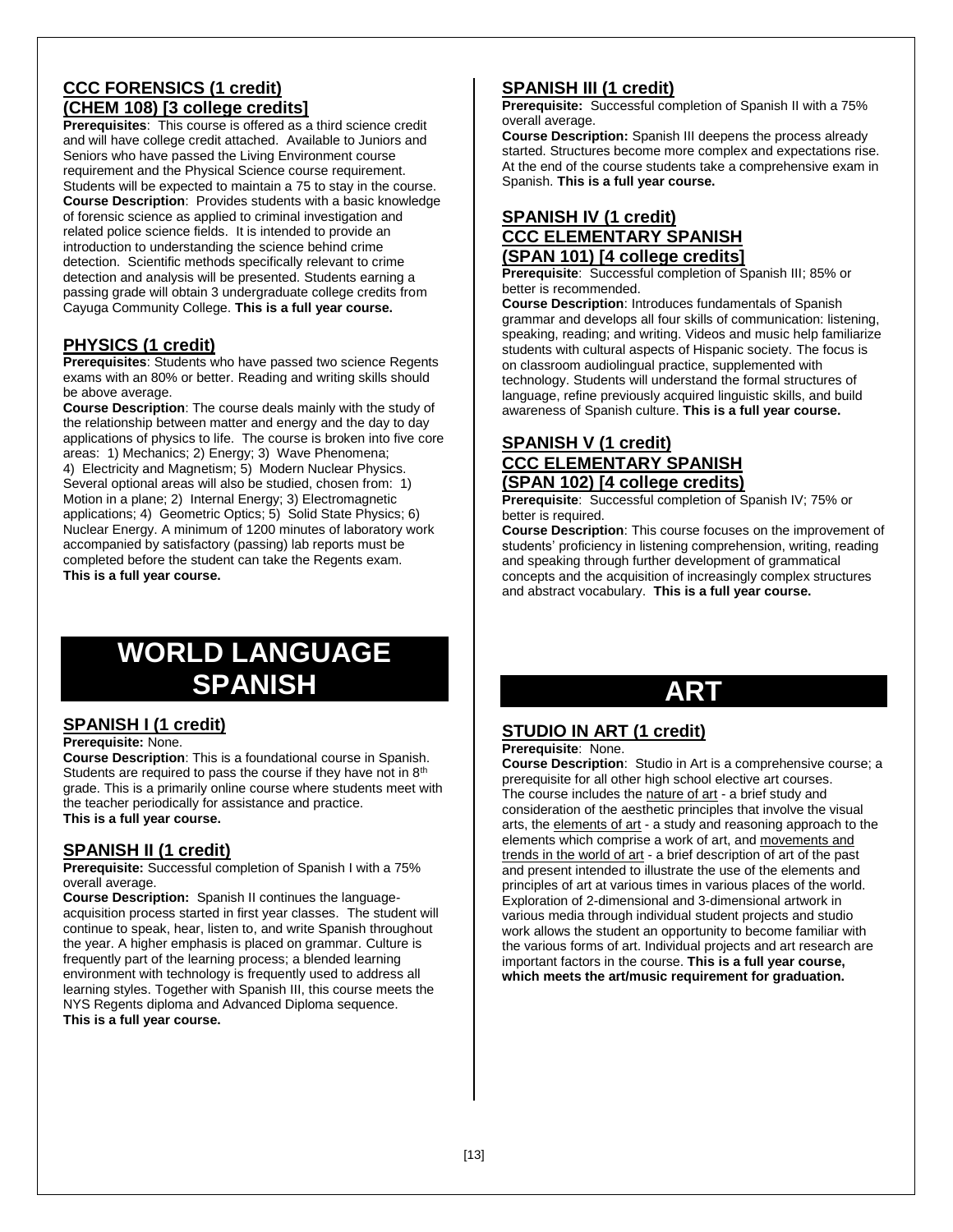### CCC FORENSICS (1 credit)
### (CHEM 108) [3 college credits]

**Prerequisites**: This course is offered as a third science credit and will have college credit attached. Available to Juniors and Seniors who have passed the Living Environment course requirement and the Physical Science course requirement. Students will be expected to maintain a 75 to stay in the course.

**Course Description**: Provides students with a basic knowledge of forensic science as applied to criminal investigation and related police science fields. It is intended to provide an introduction to understanding the science behind crime detection. Scientific methods specifically relevant to crime detection and analysis will be presented. Students earning a passing grade will obtain 3 undergraduate college credits from Cayuga Community College. **This is a full year course.**

### PHYSICS (1 credit)

**Prerequisites**: Students who have passed two science Regents exams with an 80% or better. Reading and writing skills should be above average.

**Course Description**: The course deals mainly with the study of the relationship between matter and energy and the day to day applications of physics to life. The course is broken into five core areas: 1) Mechanics; 2) Energy; 3) Wave Phenomena; 4) Electricity and Magnetism; 5) Modern Nuclear Physics. Several optional areas will also be studied, chosen from: 1) Motion in a plane; 2) Internal Energy; 3) Electromagnetic applications; 4) Geometric Optics; 5) Solid State Physics; 6) Nuclear Energy. A minimum of 1200 minutes of laboratory work accompanied by satisfactory (passing) lab reports must be completed before the student can take the Regents exam. **This is a full year course.**

# WORLD LANGUAGE SPANISH

### SPANISH I (1 credit)

**Prerequisite:** None.

**Course Description**: This is a foundational course in Spanish. Students are required to pass the course if they have not in 8th grade. This is a primarily online course where students meet with the teacher periodically for assistance and practice.
**This is a full year course.**

### SPANISH II (1 credit)

**Prerequisite:** Successful completion of Spanish I with a 75% overall average.

**Course Description:** Spanish II continues the language-acquisition process started in first year classes. The student will continue to speak, hear, listen to, and write Spanish throughout the year. A higher emphasis is placed on grammar. Culture is frequently part of the learning process; a blended learning environment with technology is frequently used to address all learning styles. Together with Spanish III, this course meets the NYS Regents diploma and Advanced Diploma sequence.
**This is a full year course.**

### SPANISH III (1 credit)

**Prerequisite:** Successful completion of Spanish II with a 75% overall average.

**Course Description:** Spanish III deepens the process already started. Structures become more complex and expectations rise. At the end of the course students take a comprehensive exam in Spanish. **This is a full year course.**

### SPANISH IV (1 credit)
### CCC ELEMENTARY SPANISH
### (SPAN 101) [4 college credits]

**Prerequisite**: Successful completion of Spanish III; 85% or better is recommended.

**Course Description**: Introduces fundamentals of Spanish grammar and develops all four skills of communication: listening, speaking, reading; and writing. Videos and music help familiarize students with cultural aspects of Hispanic society. The focus is on classroom audiolingual practice, supplemented with technology. Students will understand the formal structures of language, refine previously acquired linguistic skills, and build awareness of Spanish culture. **This is a full year course.**

### SPANISH V (1 credit)
### CCC ELEMENTARY SPANISH
### (SPAN 102) [4 college credits)

**Prerequisite**: Successful completion of Spanish IV; 75% or better is required.

**Course Description**: This course focuses on the improvement of students' proficiency in listening comprehension, writing, reading and speaking through further development of grammatical concepts and the acquisition of increasingly complex structures and abstract vocabulary. **This is a full year course.**

# ART

### STUDIO IN ART (1 credit)

**Prerequisite**: None.

**Course Description**: Studio in Art is a comprehensive course; a prerequisite for all other high school elective art courses. The course includes the nature of art - a brief study and consideration of the aesthetic principles that involve the visual arts, the elements of art - a study and reasoning approach to the elements which comprise a work of art, and movements and trends in the world of art - a brief description of art of the past and present intended to illustrate the use of the elements and principles of art at various times in various places of the world. Exploration of 2-dimensional and 3-dimensional artwork in various media through individual student projects and studio work allows the student an opportunity to become familiar with the various forms of art. Individual projects and art research are important factors in the course. **This is a full year course, which meets the art/music requirement for graduation.**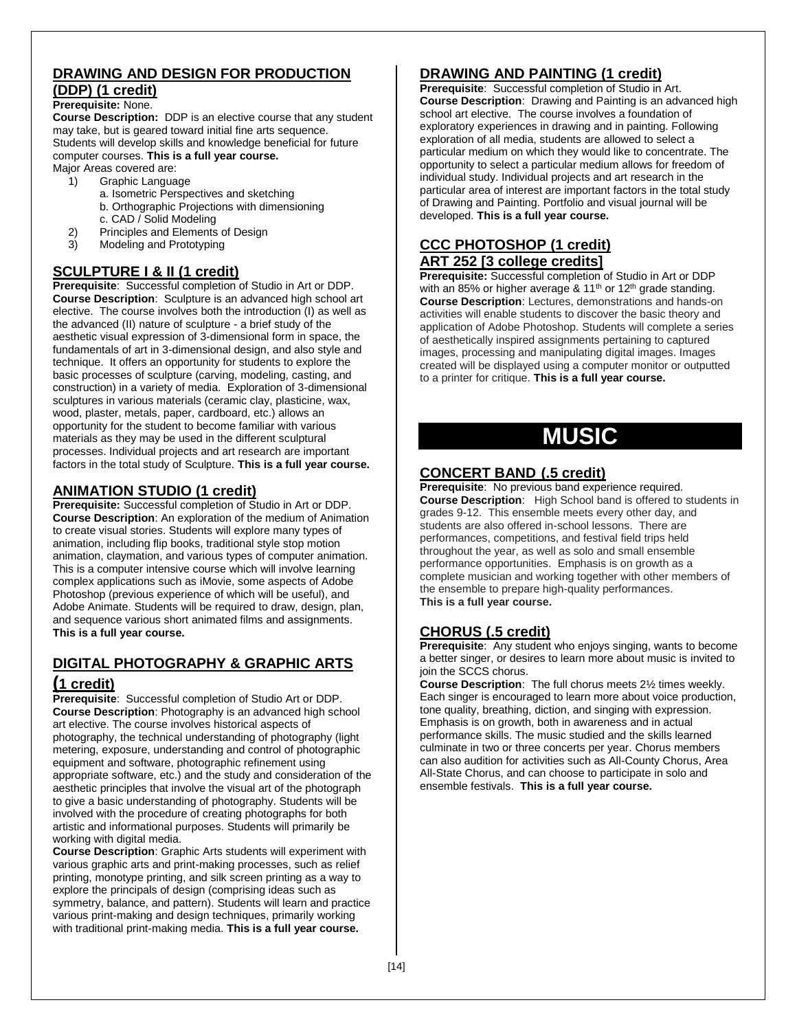## DRAWING AND DESIGN FOR PRODUCTION (DDP) (1 credit)

**Prerequisite:** None.
**Course Description:** DDP is an elective course that any student may take, but is geared toward initial fine arts sequence. Students will develop skills and knowledge beneficial for future computer courses. **This is a full year course.**
Major Areas covered are:

1) Graphic Language
   a. Isometric Perspectives and sketching
   b. Orthographic Projections with dimensioning
   c. CAD / Solid Modeling
2) Principles and Elements of Design
3) Modeling and Prototyping

## SCULPTURE I & II (1 credit)

**Prerequisite**: Successful completion of Studio in Art or DDP.
**Course Description**: Sculpture is an advanced high school art elective. The course involves both the introduction (I) as well as the advanced (II) nature of sculpture - a brief study of the aesthetic visual expression of 3-dimensional form in space, the fundamentals of art in 3-dimensional design, and also style and technique. It offers an opportunity for students to explore the basic processes of sculpture (carving, modeling, casting, and construction) in a variety of media. Exploration of 3-dimensional sculptures in various materials (ceramic clay, plasticine, wax, wood, plaster, metals, paper, cardboard, etc.) allows an opportunity for the student to become familiar with various materials as they may be used in the different sculptural processes. Individual projects and art research are important factors in the total study of Sculpture. **This is a full year course.**

## ANIMATION STUDIO (1 credit)

**Prerequisite:** Successful completion of Studio in Art or DDP.
**Course Description**: An exploration of the medium of Animation to create visual stories. Students will explore many types of animation, including flip books, traditional style stop motion animation, claymation, and various types of computer animation. This is a computer intensive course which will involve learning complex applications such as iMovie, some aspects of Adobe Photoshop (previous experience of which will be useful), and Adobe Animate. Students will be required to draw, design, plan, and sequence various short animated films and assignments.
**This is a full year course.**

## DIGITAL PHOTOGRAPHY & GRAPHIC ARTS (1 credit)

**Prerequisite**: Successful completion of Studio Art or DDP.
**Course Description**: Photography is an advanced high school art elective. The course involves historical aspects of photography, the technical understanding of photography (light metering, exposure, understanding and control of photographic equipment and software, photographic refinement using appropriate software, etc.) and the study and consideration of the aesthetic principles that involve the visual art of the photograph to give a basic understanding of photography. Students will be involved with the procedure of creating photographs for both artistic and informational purposes. Students will primarily be working with digital media.
**Course Description**: Graphic Arts students will experiment with various graphic arts and print-making processes, such as relief printing, monotype printing, and silk screen printing as a way to explore the principals of design (comprising ideas such as symmetry, balance, and pattern). Students will learn and practice various print-making and design techniques, primarily working with traditional print-making media. **This is a full year course.**

## DRAWING AND PAINTING (1 credit)

**Prerequisite**: Successful completion of Studio in Art.
**Course Description**: Drawing and Painting is an advanced high school art elective. The course involves a foundation of exploratory experiences in drawing and in painting. Following exploration of all media, students are allowed to select a particular medium on which they would like to concentrate. The opportunity to select a particular medium allows for freedom of individual study. Individual projects and art research in the particular area of interest are important factors in the total study of Drawing and Painting. Portfolio and visual journal will be developed. **This is a full year course.**

## CCC PHOTOSHOP (1 credit) ART 252 [3 college credits]

**Prerequisite:** Successful completion of Studio in Art or DDP with an 85% or higher average & 11th or 12th grade standing.
**Course Description**: Lectures, demonstrations and hands-on activities will enable students to discover the basic theory and application of Adobe Photoshop. Students will complete a series of aesthetically inspired assignments pertaining to captured images, processing and manipulating digital images. Images created will be displayed using a computer monitor or outputted to a printer for critique. **This is a full year course.**

# MUSIC

## CONCERT BAND (.5 credit)

**Prerequisite**: No previous band experience required.
**Course Description**: High School band is offered to students in grades 9-12. This ensemble meets every other day, and students are also offered in-school lessons. There are performances, competitions, and festival field trips held throughout the year, as well as solo and small ensemble performance opportunities. Emphasis is on growth as a complete musician and working together with other members of the ensemble to prepare high-quality performances.
**This is a full year course.**

## CHORUS (.5 credit)

**Prerequisite**: Any student who enjoys singing, wants to become a better singer, or desires to learn more about music is invited to join the SCCS chorus.
**Course Description**: The full chorus meets 2½ times weekly. Each singer is encouraged to learn more about voice production, tone quality, breathing, diction, and singing with expression. Emphasis is on growth, both in awareness and in actual performance skills. The music studied and the skills learned culminate in two or three concerts per year. Chorus members can also audition for activities such as All-County Chorus, Area All-State Chorus, and can choose to participate in solo and ensemble festivals. **This is a full year course.**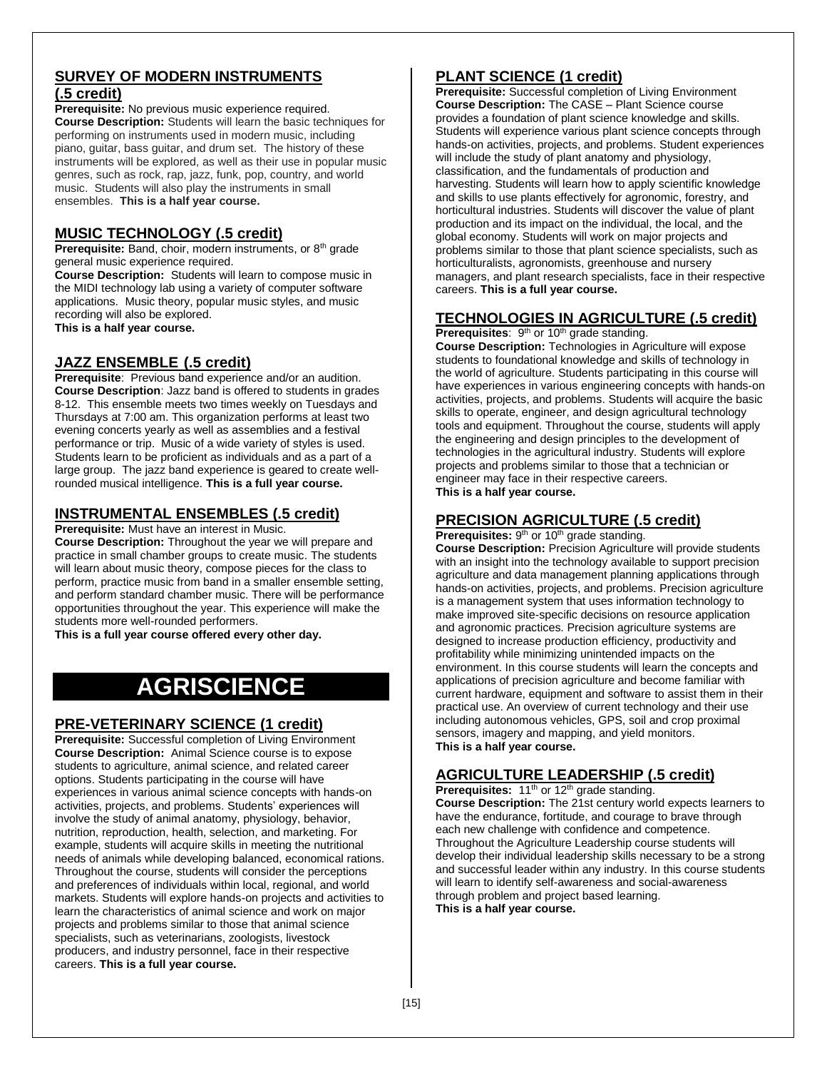## SURVEY OF MODERN INSTRUMENTS (.5 credit)

**Prerequisite:** No previous music experience required.
**Course Description:** Students will learn the basic techniques for performing on instruments used in modern music, including piano, guitar, bass guitar, and drum set. The history of these instruments will be explored, as well as their use in popular music genres, such as rock, rap, jazz, funk, pop, country, and world music. Students will also play the instruments in small ensembles. **This is a half year course.**

## MUSIC TECHNOLOGY (.5 credit)

**Prerequisite:** Band, choir, modern instruments, or 8th grade general music experience required.
**Course Description:** Students will learn to compose music in the MIDI technology lab using a variety of computer software applications. Music theory, popular music styles, and music recording will also be explored.
**This is a half year course.**

## JAZZ ENSEMBLE (.5 credit)

**Prerequisite**: Previous band experience and/or an audition.
**Course Description**: Jazz band is offered to students in grades 8-12. This ensemble meets two times weekly on Tuesdays and Thursdays at 7:00 am. This organization performs at least two evening concerts yearly as well as assemblies and a festival performance or trip. Music of a wide variety of styles is used. Students learn to be proficient as individuals and as a part of a large group. The jazz band experience is geared to create well-rounded musical intelligence. **This is a full year course.**

## INSTRUMENTAL ENSEMBLES (.5 credit)

**Prerequisite:** Must have an interest in Music.
**Course Description:** Throughout the year we will prepare and practice in small chamber groups to create music. The students will learn about music theory, compose pieces for the class to perform, practice music from band in a smaller ensemble setting, and perform standard chamber music. There will be performance opportunities throughout the year. This experience will make the students more well-rounded performers.
**This is a full year course offered every other day.**

# AGRISCIENCE

## PRE-VETERINARY SCIENCE (1 credit)

**Prerequisite:** Successful completion of Living Environment
**Course Description:** Animal Science course is to expose students to agriculture, animal science, and related career options. Students participating in the course will have experiences in various animal science concepts with hands-on activities, projects, and problems. Students' experiences will involve the study of animal anatomy, physiology, behavior, nutrition, reproduction, health, selection, and marketing. For example, students will acquire skills in meeting the nutritional needs of animals while developing balanced, economical rations. Throughout the course, students will consider the perceptions and preferences of individuals within local, regional, and world markets. Students will explore hands-on projects and activities to learn the characteristics of animal science and work on major projects and problems similar to those that animal science specialists, such as veterinarians, zoologists, livestock producers, and industry personnel, face in their respective careers. **This is a full year course.**

## PLANT SCIENCE (1 credit)

**Prerequisite:** Successful completion of Living Environment
**Course Description:** The CASE – Plant Science course provides a foundation of plant science knowledge and skills. Students will experience various plant science concepts through hands-on activities, projects, and problems. Student experiences will include the study of plant anatomy and physiology, classification, and the fundamentals of production and harvesting. Students will learn how to apply scientific knowledge and skills to use plants effectively for agronomic, forestry, and horticultural industries. Students will discover the value of plant production and its impact on the individual, the local, and the global economy. Students will work on major projects and problems similar to those that plant science specialists, such as horticulturalists, agronomists, greenhouse and nursery managers, and plant research specialists, face in their respective careers. **This is a full year course.**

## TECHNOLOGIES IN AGRICULTURE (.5 credit)

**Prerequisites**: 9th or 10th grade standing.
**Course Description:** Technologies in Agriculture will expose students to foundational knowledge and skills of technology in the world of agriculture. Students participating in this course will have experiences in various engineering concepts with hands-on activities, projects, and problems. Students will acquire the basic skills to operate, engineer, and design agricultural technology tools and equipment. Throughout the course, students will apply the engineering and design principles to the development of technologies in the agricultural industry. Students will explore projects and problems similar to those that a technician or engineer may face in their respective careers.
**This is a half year course.**

## PRECISION AGRICULTURE (.5 credit)

**Prerequisites:** 9th or 10th grade standing.
**Course Description:** Precision Agriculture will provide students with an insight into the technology available to support precision agriculture and data management planning applications through hands-on activities, projects, and problems. Precision agriculture is a management system that uses information technology to make improved site-specific decisions on resource application and agronomic practices. Precision agriculture systems are designed to increase production efficiency, productivity and profitability while minimizing unintended impacts on the environment. In this course students will learn the concepts and applications of precision agriculture and become familiar with current hardware, equipment and software to assist them in their practical use. An overview of current technology and their use including autonomous vehicles, GPS, soil and crop proximal sensors, imagery and mapping, and yield monitors.
**This is a half year course.**

## AGRICULTURE LEADERSHIP (.5 credit)

**Prerequisites:** 11th or 12th grade standing.
**Course Description:** The 21st century world expects learners to have the endurance, fortitude, and courage to brave through each new challenge with confidence and competence. Throughout the Agriculture Leadership course students will develop their individual leadership skills necessary to be a strong and successful leader within any industry. In this course students will learn to identify self-awareness and social-awareness through problem and project based learning.
**This is a half year course.**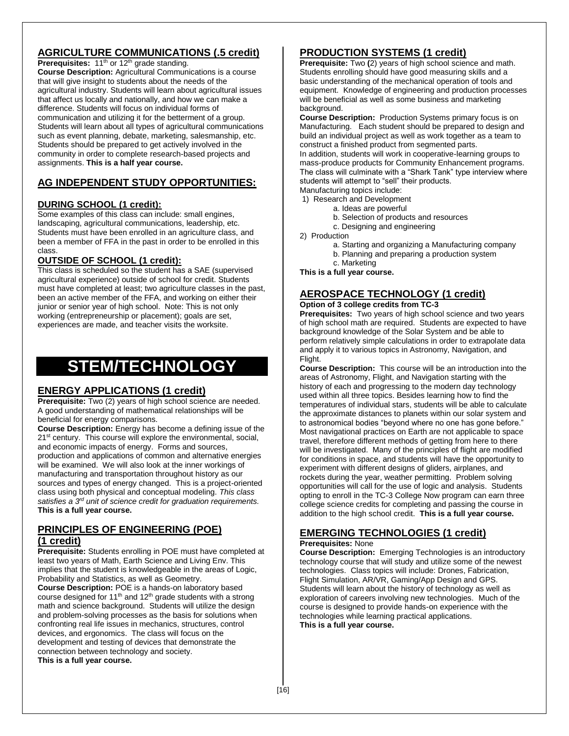## AGRICULTURE COMMUNICATIONS (.5 credit)

**Prerequisites:** 11th or 12th grade standing.
**Course Description:** Agricultural Communications is a course that will give insight to students about the needs of the agricultural industry. Students will learn about agricultural issues that affect us locally and nationally, and how we can make a difference. Students will focus on individual forms of communication and utilizing it for the betterment of a group. Students will learn about all types of agricultural communications such as event planning, debate, marketing, salesmanship, etc. Students should be prepared to get actively involved in the community in order to complete research-based projects and assignments. **This is a half year course.**

## AG INDEPENDENT STUDY OPPORTUNITIES:

### DURING SCHOOL (1 credit):

Some examples of this class can include: small engines, landscaping, agricultural communications, leadership, etc. Students must have been enrolled in an agriculture class, and been a member of FFA in the past in order to be enrolled in this class.

### OUTSIDE OF SCHOOL (1 credit):

This class is scheduled so the student has a SAE (supervised agricultural experience) outside of school for credit. Students must have completed at least; two agriculture classes in the past, been an active member of the FFA, and working on either their junior or senior year of high school. Note: This is not only working (entrepreneurship or placement); goals are set, experiences are made, and teacher visits the worksite.

# STEM/TECHNOLOGY

## ENERGY APPLICATIONS (1 credit)

**Prerequisite:** Two (2) years of high school science are needed. A good understanding of mathematical relationships will be beneficial for energy comparisons.
**Course Description:** Energy has become a defining issue of the 21st century. This course will explore the environmental, social, and economic impacts of energy. Forms and sources, production and applications of common and alternative energies will be examined. We will also look at the inner workings of manufacturing and transportation throughout history as our sources and types of energy changed. This is a project-oriented class using both physical and conceptual modeling. *This class satisfies a 3rd unit of science credit for graduation requirements.* **This is a full year course.**

## PRINCIPLES OF ENGINEERING (POE) (1 credit)

**Prerequisite:** Students enrolling in POE must have completed at least two years of Math, Earth Science and Living Env. This implies that the student is knowledgeable in the areas of Logic, Probability and Statistics, as well as Geometry.
**Course Description:** POE is a hands-on laboratory based course designed for 11th and 12th grade students with a strong math and science background. Students will utilize the design and problem-solving processes as the basis for solutions when confronting real life issues in mechanics, structures, control devices, and ergonomics. The class will focus on the development and testing of devices that demonstrate the connection between technology and society.
**This is a full year course.**

## PRODUCTION SYSTEMS (1 credit)

**Prerequisite:** Two **(**2) years of high school science and math. Students enrolling should have good measuring skills and a basic understanding of the mechanical operation of tools and equipment. Knowledge of engineering and production processes will be beneficial as well as some business and marketing background.
**Course Description:** Production Systems primary focus is on Manufacturing. Each student should be prepared to design and build an individual project as well as work together as a team to construct a finished product from segmented parts.
In addition, students will work in cooperative-learning groups to mass-produce products for Community Enhancement programs. The class will culminate with a "Shark Tank" type interview where students will attempt to "sell" their products.
Manufacturing topics include:

1) Research and Development
    a. Ideas are powerful
    b. Selection of products and resources
    c. Designing and engineering
2) Production
    a. Starting and organizing a Manufacturing company
    b. Planning and preparing a production system
    c. Marketing

**This is a full year course.**

## AEROSPACE TECHNOLOGY (1 credit)

**Option of 3 college credits from TC-3**
**Prerequisites:** Two years of high school science and two years of high school math are required. Students are expected to have background knowledge of the Solar System and be able to perform relatively simple calculations in order to extrapolate data and apply it to various topics in Astronomy, Navigation, and Flight.
**Course Description:** This course will be an introduction into the areas of Astronomy, Flight, and Navigation starting with the history of each and progressing to the modern day technology used within all three topics. Besides learning how to find the temperatures of individual stars, students will be able to calculate the approximate distances to planets within our solar system and to astronomical bodies "beyond where no one has gone before." Most navigational practices on Earth are not applicable to space travel, therefore different methods of getting from here to there will be investigated. Many of the principles of flight are modified for conditions in space, and students will have the opportunity to experiment with different designs of gliders, airplanes, and rockets during the year, weather permitting. Problem solving opportunities will call for the use of logic and analysis. Students opting to enroll in the TC-3 College Now program can earn three college science credits for completing and passing the course in addition to the high school credit. **This is a full year course.**

## EMERGING TECHNOLOGIES (1 credit)

**Prerequisites:** None
**Course Description:** Emerging Technologies is an introductory technology course that will study and utilize some of the newest technologies. Class topics will include: Drones, Fabrication, Flight Simulation, AR/VR, Gaming/App Design and GPS. Students will learn about the history of technology as well as exploration of careers involving new technologies. Much of the course is designed to provide hands-on experience with the technologies while learning practical applications.
**This is a full year course.**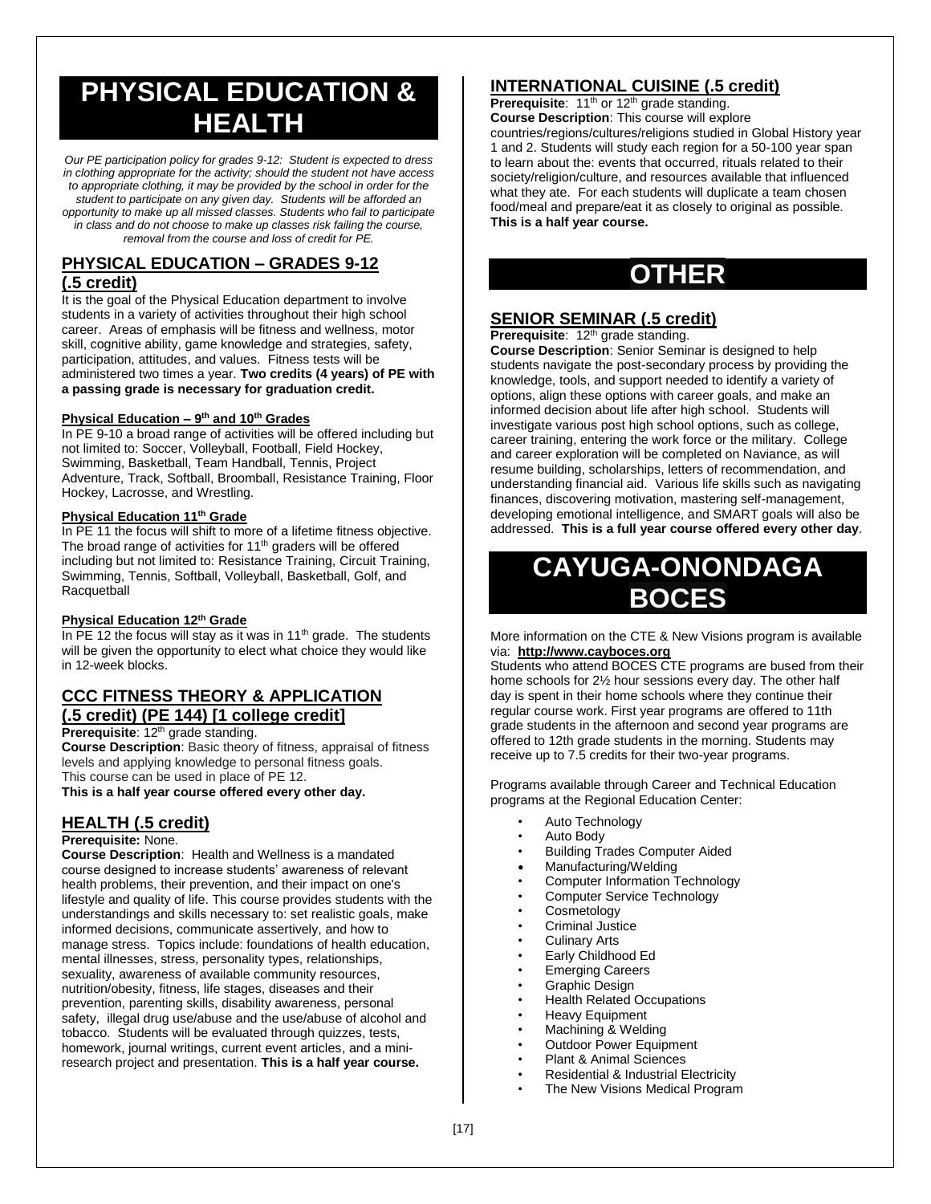# PHYSICAL EDUCATION & HEALTH

*Our PE participation policy for grades 9-12: Student is expected to dress in clothing appropriate for the activity; should the student not have access to appropriate clothing, it may be provided by the school in order for the student to participate on any given day. Students will be afforded an opportunity to make up all missed classes. Students who fail to participate in class and do not choose to make up classes risk failing the course, removal from the course and loss of credit for PE.*

## PHYSICAL EDUCATION – GRADES 9-12 (.5 credit)

It is the goal of the Physical Education department to involve students in a variety of activities throughout their high school career. Areas of emphasis will be fitness and wellness, motor skill, cognitive ability, game knowledge and strategies, safety, participation, attitudes, and values. Fitness tests will be administered two times a year. **Two credits (4 years) of PE with a passing grade is necessary for graduation credit.**

#### Physical Education – 9th and 10th Grades

In PE 9-10 a broad range of activities will be offered including but not limited to: Soccer, Volleyball, Football, Field Hockey, Swimming, Basketball, Team Handball, Tennis, Project Adventure, Track, Softball, Broomball, Resistance Training, Floor Hockey, Lacrosse, and Wrestling.

#### Physical Education 11th Grade

In PE 11 the focus will shift to more of a lifetime fitness objective. The broad range of activities for 11th graders will be offered including but not limited to: Resistance Training, Circuit Training, Swimming, Tennis, Softball, Volleyball, Basketball, Golf, and Racquetball

#### Physical Education 12th Grade

In PE 12 the focus will stay as it was in 11th grade. The students will be given the opportunity to elect what choice they would like in 12-week blocks.

## CCC FITNESS THEORY & APPLICATION (.5 credit) (PE 144) [1 college credit]

**Prerequisite**: 12th grade standing.
**Course Description**: Basic theory of fitness, appraisal of fitness levels and applying knowledge to personal fitness goals. This course can be used in place of PE 12.
**This is a half year course offered every other day.**

## HEALTH (.5 credit)

**Prerequisite:** None.
**Course Description**: Health and Wellness is a mandated course designed to increase students' awareness of relevant health problems, their prevention, and their impact on one's lifestyle and quality of life. This course provides students with the understandings and skills necessary to: set realistic goals, make informed decisions, communicate assertively, and how to manage stress. Topics include: foundations of health education, mental illnesses, stress, personality types, relationships, sexuality, awareness of available community resources, nutrition/obesity, fitness, life stages, diseases and their prevention, parenting skills, disability awareness, personal safety, illegal drug use/abuse and the use/abuse of alcohol and tobacco. Students will be evaluated through quizzes, tests, homework, journal writings, current event articles, and a mini-research project and presentation. **This is a half year course.**

## INTERNATIONAL CUISINE (.5 credit)

**Prerequisite**: 11th or 12th grade standing.
**Course Description**: This course will explore countries/regions/cultures/religions studied in Global History year 1 and 2. Students will study each region for a 50-100 year span to learn about the: events that occurred, rituals related to their society/religion/culture, and resources available that influenced what they ate. For each students will duplicate a team chosen food/meal and prepare/eat it as closely to original as possible. **This is a half year course.**

# OTHER

## SENIOR SEMINAR (.5 credit)

**Prerequisite**: 12th grade standing.
**Course Description**: Senior Seminar is designed to help students navigate the post-secondary process by providing the knowledge, tools, and support needed to identify a variety of options, align these options with career goals, and make an informed decision about life after high school. Students will investigate various post high school options, such as college, career training, entering the work force or the military. College and career exploration will be completed on Naviance, as will resume building, scholarships, letters of recommendation, and understanding financial aid. Various life skills such as navigating finances, discovering motivation, mastering self-management, developing emotional intelligence, and SMART goals will also be addressed. **This is a full year course offered every other day**.

# CAYUGA-ONONDAGA BOCES

More information on the CTE & New Visions program is available via: **http://www.cayboces.org**

Students who attend BOCES CTE programs are bused from their home schools for 2½ hour sessions every day. The other half day is spent in their home schools where they continue their regular course work. First year programs are offered to 11th grade students in the afternoon and second year programs are offered to 12th grade students in the morning. Students may receive up to 7.5 credits for their two-year programs.

Programs available through Career and Technical Education programs at the Regional Education Center:

- Auto Technology
- Auto Body
- Building Trades Computer Aided
- Manufacturing/Welding
- Computer Information Technology
- Computer Service Technology
- Cosmetology
- Criminal Justice
- Culinary Arts
- Early Childhood Ed
- Emerging Careers
- Graphic Design
- Health Related Occupations
- Heavy Equipment
- Machining & Welding
- Outdoor Power Equipment
- Plant & Animal Sciences
- Residential & Industrial Electricity
- The New Visions Medical Program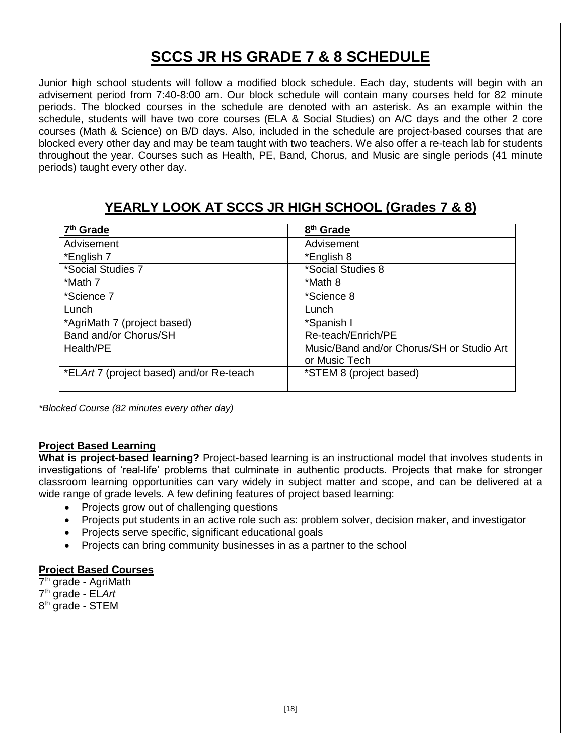# SCCS JR HS GRADE 7 & 8 SCHEDULE

Junior high school students will follow a modified block schedule. Each day, students will begin with an advisement period from 7:40-8:00 am. Our block schedule will contain many courses held for 82 minute periods. The blocked courses in the schedule are denoted with an asterisk. As an example within the schedule, students will have two core courses (ELA & Social Studies) on A/C days and the other 2 core courses (Math & Science) on B/D days. Also, included in the schedule are project-based courses that are blocked every other day and may be team taught with two teachers. We also offer a re-teach lab for students throughout the year. Courses such as Health, PE, Band, Chorus, and Music are single periods (41 minute periods) taught every other day.

## YEARLY LOOK AT SCCS JR HIGH SCHOOL (Grades 7 & 8)

| 7th Grade | 8th Grade |
|---|---|
| Advisement | Advisement |
| *English 7 | *English 8 |
| *Social Studies 7 | *Social Studies 8 |
| *Math 7 | *Math 8 |
| *Science 7 | *Science 8 |
| Lunch | Lunch |
| *AgriMath 7 (project based) | *Spanish I |
| Band and/or Chorus/SH | Re-teach/Enrich/PE |
| Health/PE | Music/Band and/or Chorus/SH or Studio Art or Music Tech |
| *EL*Art* 7 (project based) and/or Re-teach | *STEM 8 (project based) |

*\*Blocked Course (82 minutes every other day)*

**Project Based Learning**

**What is project-based learning?** Project-based learning is an instructional model that involves students in investigations of 'real-life' problems that culminate in authentic products. Projects that make for stronger classroom learning opportunities can vary widely in subject matter and scope, and can be delivered at a wide range of grade levels. A few defining features of project based learning:

- Projects grow out of challenging questions
- Projects put students in an active role such as: problem solver, decision maker, and investigator
- Projects serve specific, significant educational goals
- Projects can bring community businesses in as a partner to the school

**Project Based Courses**

7th grade - AgriMath
7th grade - EL*Art*
8th grade - STEM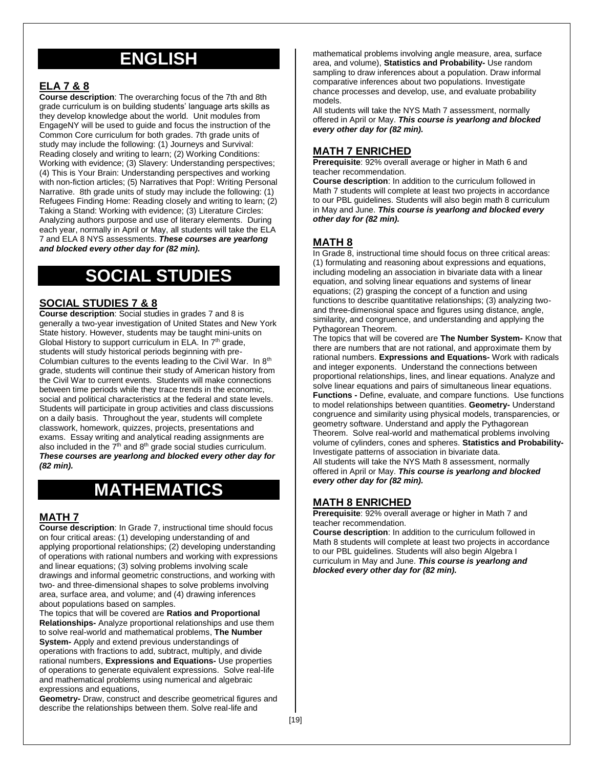# ENGLISH

## ELA 7 & 8

**Course description**: The overarching focus of the 7th and 8th grade curriculum is on building students' language arts skills as they develop knowledge about the world. Unit modules from EngageNY will be used to guide and focus the instruction of the Common Core curriculum for both grades. 7th grade units of study may include the following: (1) Journeys and Survival: Reading closely and writing to learn; (2) Working Conditions: Working with evidence; (3) Slavery: Understanding perspectives; (4) This is Your Brain: Understanding perspectives and working with non-fiction articles; (5) Narratives that Pop!: Writing Personal Narrative. 8th grade units of study may include the following: (1) Refugees Finding Home: Reading closely and writing to learn; (2) Taking a Stand: Working with evidence; (3) Literature Circles: Analyzing authors purpose and use of literary elements. During each year, normally in April or May, all students will take the ELA 7 and ELA 8 NYS assessments. ***These courses are yearlong and blocked every other day for (82 min).***

# SOCIAL STUDIES

## SOCIAL STUDIES 7 & 8

**Course description**: Social studies in grades 7 and 8 is generally a two-year investigation of United States and New York State history. However, students may be taught mini-units on Global History to support curriculum in ELA. In 7th grade, students will study historical periods beginning with pre-Columbian cultures to the events leading to the Civil War. In 8th grade, students will continue their study of American history from the Civil War to current events. Students will make connections between time periods while they trace trends in the economic, social and political characteristics at the federal and state levels. Students will participate in group activities and class discussions on a daily basis. Throughout the year, students will complete classwork, homework, quizzes, projects, presentations and exams. Essay writing and analytical reading assignments are also included in the 7th and 8th grade social studies curriculum. ***These courses are yearlong and blocked every other day for (82 min).***

# MATHEMATICS

## MATH 7

**Course description**: In Grade 7, instructional time should focus on four critical areas: (1) developing understanding of and applying proportional relationships; (2) developing understanding of operations with rational numbers and working with expressions and linear equations; (3) solving problems involving scale drawings and informal geometric constructions, and working with two- and three-dimensional shapes to solve problems involving area, surface area, and volume; and (4) drawing inferences about populations based on samples.

The topics that will be covered are **Ratios and Proportional Relationships-** Analyze proportional relationships and use them to solve real-world and mathematical problems, **The Number System-** Apply and extend previous understandings of operations with fractions to add, subtract, multiply, and divide rational numbers, **Expressions and Equations-** Use properties of operations to generate equivalent expressions. Solve real-life and mathematical problems using numerical and algebraic expressions and equations,

**Geometry-** Draw, construct and describe geometrical figures and describe the relationships between them. Solve real-life and mathematical problems involving angle measure, area, surface area, and volume), **Statistics and Probability-** Use random sampling to draw inferences about a population. Draw informal comparative inferences about two populations. Investigate chance processes and develop, use, and evaluate probability models.

All students will take the NYS Math 7 assessment, normally offered in April or May. ***This course is yearlong and blocked every other day for (82 min).***

## MATH 7 ENRICHED

**Prerequisite**: 92% overall average or higher in Math 6 and teacher recommendation.

**Course description**: In addition to the curriculum followed in Math 7 students will complete at least two projects in accordance to our PBL guidelines. Students will also begin math 8 curriculum in May and June. ***This course is yearlong and blocked every other day for (82 min).***

## MATH 8

In Grade 8, instructional time should focus on three critical areas: (1) formulating and reasoning about expressions and equations, including modeling an association in bivariate data with a linear equation, and solving linear equations and systems of linear equations; (2) grasping the concept of a function and using functions to describe quantitative relationships; (3) analyzing two- and three-dimensional space and figures using distance, angle, similarity, and congruence, and understanding and applying the Pythagorean Theorem.

The topics that will be covered are **The Number System-** Know that there are numbers that are not rational, and approximate them by rational numbers. **Expressions and Equations-** Work with radicals and integer exponents. Understand the connections between proportional relationships, lines, and linear equations. Analyze and solve linear equations and pairs of simultaneous linear equations. **Functions -** Define, evaluate, and compare functions. Use functions to model relationships between quantities. **Geometry-** Understand congruence and similarity using physical models, transparencies, or geometry software. Understand and apply the Pythagorean Theorem. Solve real-world and mathematical problems involving volume of cylinders, cones and spheres. **Statistics and Probability-** Investigate patterns of association in bivariate data.

All students will take the NYS Math 8 assessment, normally offered in April or May. ***This course is yearlong and blocked every other day for (82 min).***

## MATH 8 ENRICHED

**Prerequisite**: 92% overall average or higher in Math 7 and teacher recommendation.

**Course description**: In addition to the curriculum followed in Math 8 students will complete at least two projects in accordance to our PBL guidelines. Students will also begin Algebra I curriculum in May and June. ***This course is yearlong and blocked every other day for (82 min).***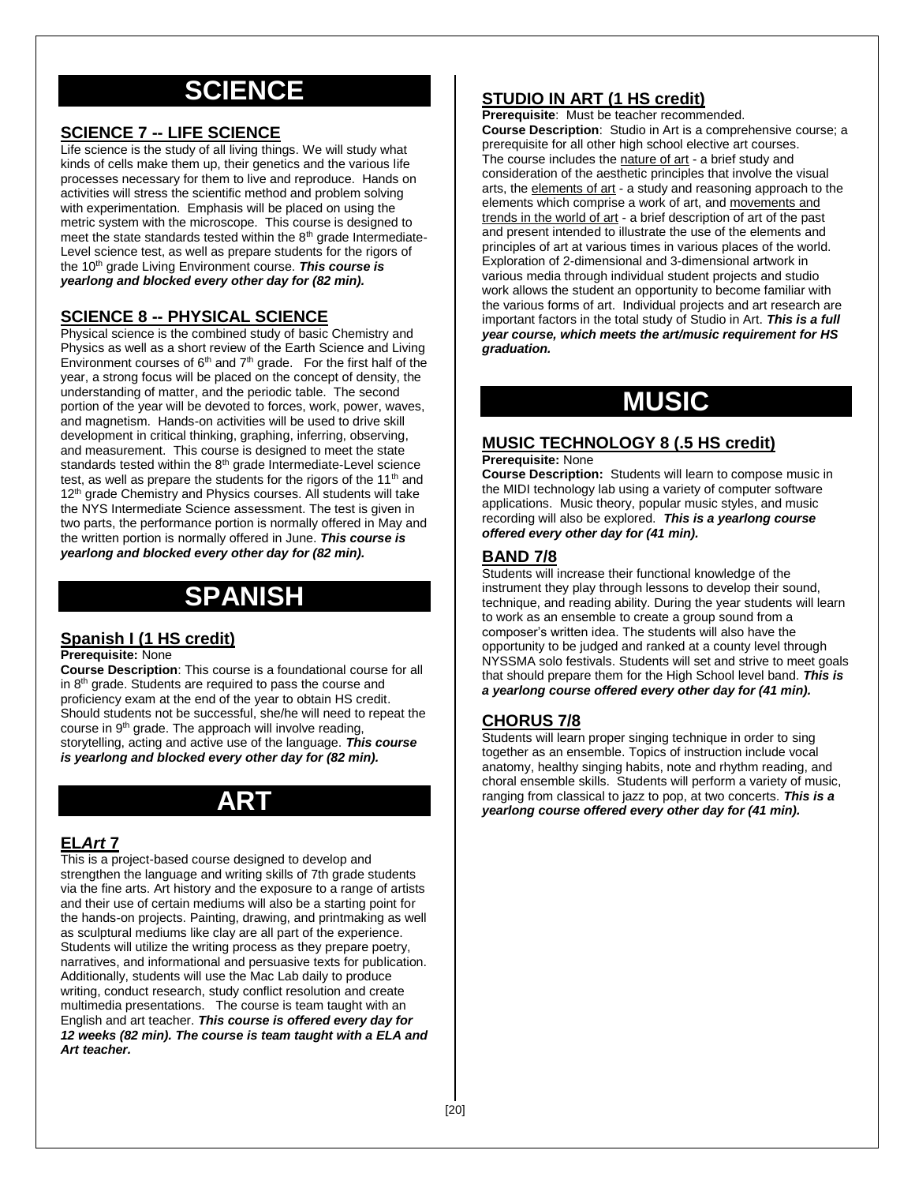# SCIENCE

## SCIENCE 7 -- LIFE SCIENCE

Life science is the study of all living things. We will study what kinds of cells make them up, their genetics and the various life processes necessary for them to live and reproduce. Hands on activities will stress the scientific method and problem solving with experimentation. Emphasis will be placed on using the metric system with the microscope. This course is designed to meet the state standards tested within the 8th grade Intermediate-Level science test, as well as prepare students for the rigors of the 10th grade Living Environment course. ***This course is yearlong and blocked every other day for (82 min).***

## SCIENCE 8 -- PHYSICAL SCIENCE

Physical science is the combined study of basic Chemistry and Physics as well as a short review of the Earth Science and Living Environment courses of 6th and 7th grade. For the first half of the year, a strong focus will be placed on the concept of density, the understanding of matter, and the periodic table. The second portion of the year will be devoted to forces, work, power, waves, and magnetism. Hands-on activities will be used to drive skill development in critical thinking, graphing, inferring, observing, and measurement. This course is designed to meet the state standards tested within the 8th grade Intermediate-Level science test, as well as prepare the students for the rigors of the 11th and 12th grade Chemistry and Physics courses. All students will take the NYS Intermediate Science assessment. The test is given in two parts, the performance portion is normally offered in May and the written portion is normally offered in June. ***This course is yearlong and blocked every other day for (82 min).***

# SPANISH

## Spanish I (1 HS credit)

**Prerequisite:** None

**Course Description**: This course is a foundational course for all in 8th grade. Students are required to pass the course and proficiency exam at the end of the year to obtain HS credit. Should students not be successful, she/he will need to repeat the course in 9th grade. The approach will involve reading, storytelling, acting and active use of the language. ***This course is yearlong and blocked every other day for (82 min).***

# ART

## EL*Art* 7

This is a project-based course designed to develop and strengthen the language and writing skills of 7th grade students via the fine arts. Art history and the exposure to a range of artists and their use of certain mediums will also be a starting point for the hands-on projects. Painting, drawing, and printmaking as well as sculptural mediums like clay are all part of the experience. Students will utilize the writing process as they prepare poetry, narratives, and informational and persuasive texts for publication. Additionally, students will use the Mac Lab daily to produce writing, conduct research, study conflict resolution and create multimedia presentations. The course is team taught with an English and art teacher. ***This course is offered every day for 12 weeks (82 min). The course is team taught with a ELA and Art teacher.***

## STUDIO IN ART (1 HS credit)

**Prerequisite**: Must be teacher recommended.

**Course Description**: Studio in Art is a comprehensive course; a prerequisite for all other high school elective art courses. The course includes the nature of art - a brief study and consideration of the aesthetic principles that involve the visual arts, the elements of art - a study and reasoning approach to the elements which comprise a work of art, and movements and trends in the world of art - a brief description of art of the past and present intended to illustrate the use of the elements and principles of art at various times in various places of the world. Exploration of 2-dimensional and 3-dimensional artwork in various media through individual student projects and studio work allows the student an opportunity to become familiar with the various forms of art. Individual projects and art research are important factors in the total study of Studio in Art. ***This is a full year course, which meets the art/music requirement for HS graduation.***

# MUSIC

## MUSIC TECHNOLOGY 8 (.5 HS credit)

**Prerequisite:** None

**Course Description:** Students will learn to compose music in the MIDI technology lab using a variety of computer software applications. Music theory, popular music styles, and music recording will also be explored. ***This is a yearlong course offered every other day for (41 min).***

## BAND 7/8

Students will increase their functional knowledge of the instrument they play through lessons to develop their sound, technique, and reading ability. During the year students will learn to work as an ensemble to create a group sound from a composer's written idea. The students will also have the opportunity to be judged and ranked at a county level through NYSSMA solo festivals. Students will set and strive to meet goals that should prepare them for the High School level band. ***This is a yearlong course offered every other day for (41 min).***

## CHORUS 7/8

Students will learn proper singing technique in order to sing together as an ensemble. Topics of instruction include vocal anatomy, healthy singing habits, note and rhythm reading, and choral ensemble skills. Students will perform a variety of music, ranging from classical to jazz to pop, at two concerts. ***This is a yearlong course offered every other day for (41 min).***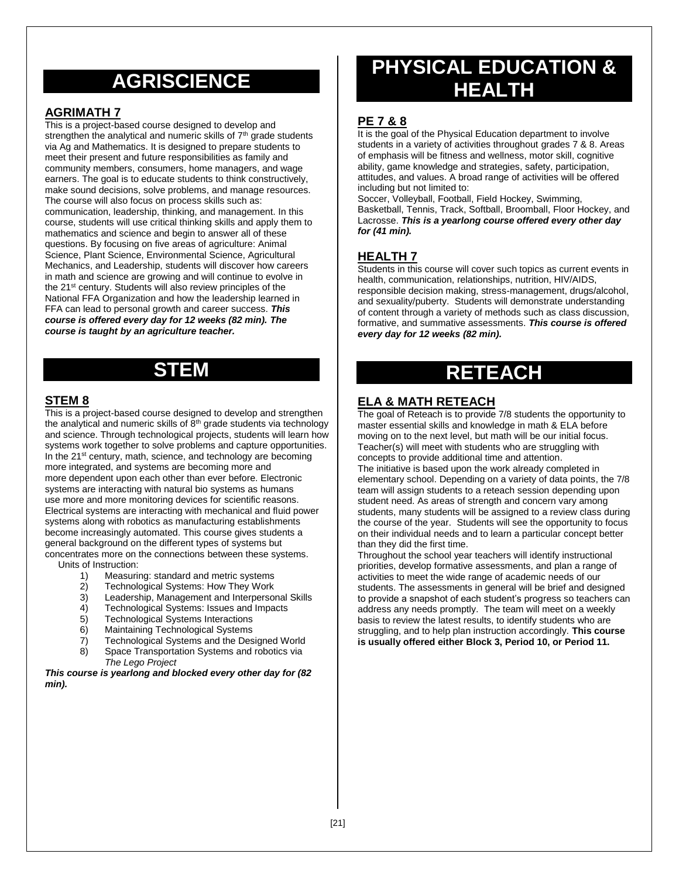# AGRISCIENCE

## AGRIMATH 7

This is a project-based course designed to develop and strengthen the analytical and numeric skills of 7th grade students via Ag and Mathematics. It is designed to prepare students to meet their present and future responsibilities as family and community members, consumers, home managers, and wage earners. The goal is to educate students to think constructively, make sound decisions, solve problems, and manage resources. The course will also focus on process skills such as: communication, leadership, thinking, and management. In this course, students will use critical thinking skills and apply them to mathematics and science and begin to answer all of these questions. By focusing on five areas of agriculture: Animal Science, Plant Science, Environmental Science, Agricultural Mechanics, and Leadership, students will discover how careers in math and science are growing and will continue to evolve in the 21st century. Students will also review principles of the National FFA Organization and how the leadership learned in FFA can lead to personal growth and career success. ***This course is offered every day for 12 weeks (82 min). The course is taught by an agriculture teacher.***

# STEM

## STEM 8

This is a project-based course designed to develop and strengthen the analytical and numeric skills of 8th grade students via technology and science. Through technological projects, students will learn how systems work together to solve problems and capture opportunities. In the 21st century, math, science, and technology are becoming more integrated, and systems are becoming more and more dependent upon each other than ever before. Electronic systems are interacting with natural bio systems as humans use more and more monitoring devices for scientific reasons. Electrical systems are interacting with mechanical and fluid power systems along with robotics as manufacturing establishments become increasingly automated. This course gives students a general background on the different types of systems but concentrates more on the connections between these systems.

Units of Instruction:

1) Measuring: standard and metric systems
2) Technological Systems: How They Work
3) Leadership, Management and Interpersonal Skills
4) Technological Systems: Issues and Impacts
5) Technological Systems Interactions
6) Maintaining Technological Systems
7) Technological Systems and the Designed World
8) Space Transportation Systems and robotics via *The Lego Project*

***This course is yearlong and blocked every other day for (82 min).***

# PHYSICAL EDUCATION & HEALTH

## PE 7 & 8

It is the goal of the Physical Education department to involve students in a variety of activities throughout grades 7 & 8. Areas of emphasis will be fitness and wellness, motor skill, cognitive ability, game knowledge and strategies, safety, participation, attitudes, and values. A broad range of activities will be offered including but not limited to:

Soccer, Volleyball, Football, Field Hockey, Swimming, Basketball, Tennis, Track, Softball, Broomball, Floor Hockey, and Lacrosse. ***This is a yearlong course offered every other day for (41 min).***

## HEALTH 7

Students in this course will cover such topics as current events in health, communication, relationships, nutrition, HIV/AIDS, responsible decision making, stress-management, drugs/alcohol, and sexuality/puberty. Students will demonstrate understanding of content through a variety of methods such as class discussion, formative, and summative assessments. ***This course is offered every day for 12 weeks (82 min).***

# RETEACH

## ELA & MATH RETEACH

The goal of Reteach is to provide 7/8 students the opportunity to master essential skills and knowledge in math & ELA before moving on to the next level, but math will be our initial focus. Teacher(s) will meet with students who are struggling with concepts to provide additional time and attention.

The initiative is based upon the work already completed in elementary school. Depending on a variety of data points, the 7/8 team will assign students to a reteach session depending upon student need. As areas of strength and concern vary among students, many students will be assigned to a review class during the course of the year. Students will see the opportunity to focus on their individual needs and to learn a particular concept better than they did the first time.

Throughout the school year teachers will identify instructional priorities, develop formative assessments, and plan a range of activities to meet the wide range of academic needs of our students. The assessments in general will be brief and designed to provide a snapshot of each student's progress so teachers can address any needs promptly. The team will meet on a weekly basis to review the latest results, to identify students who are struggling, and to help plan instruction accordingly. **This course is usually offered either Block 3, Period 10, or Period 11.**